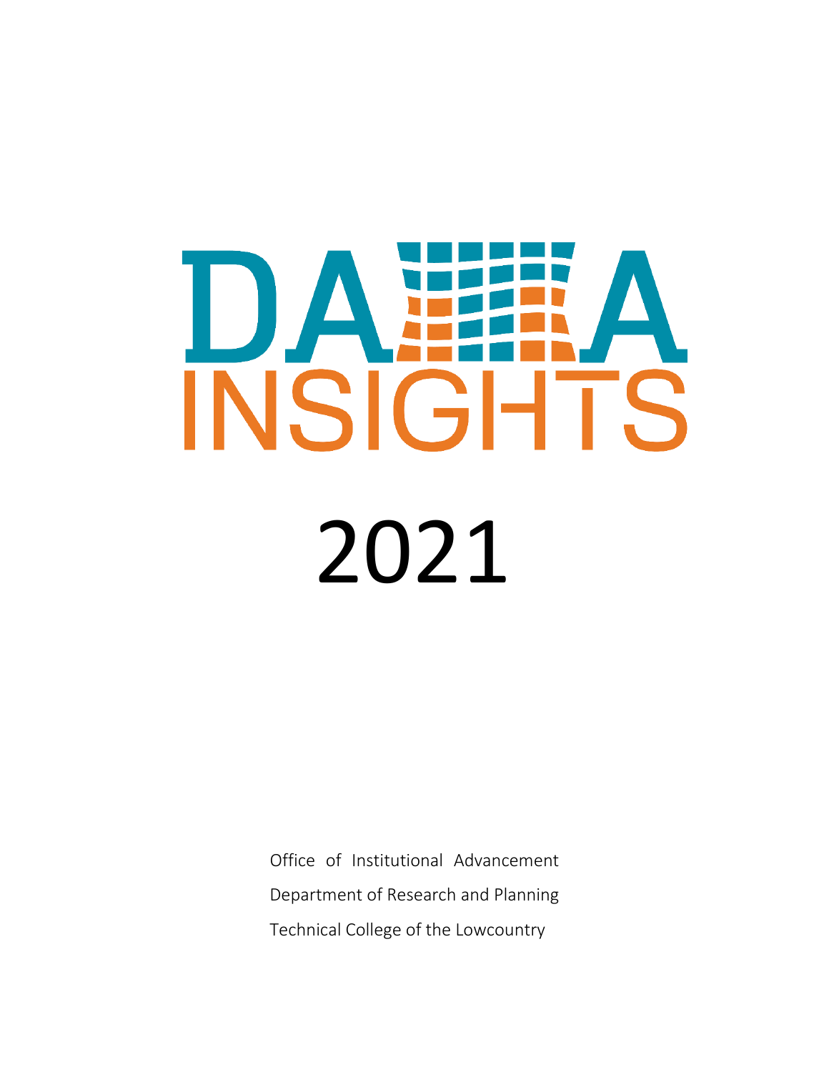# DATA INSIGHTS

# 2021

Office of Institutional Advancement

Department of Research and Planning

Technical College of the Lowcountry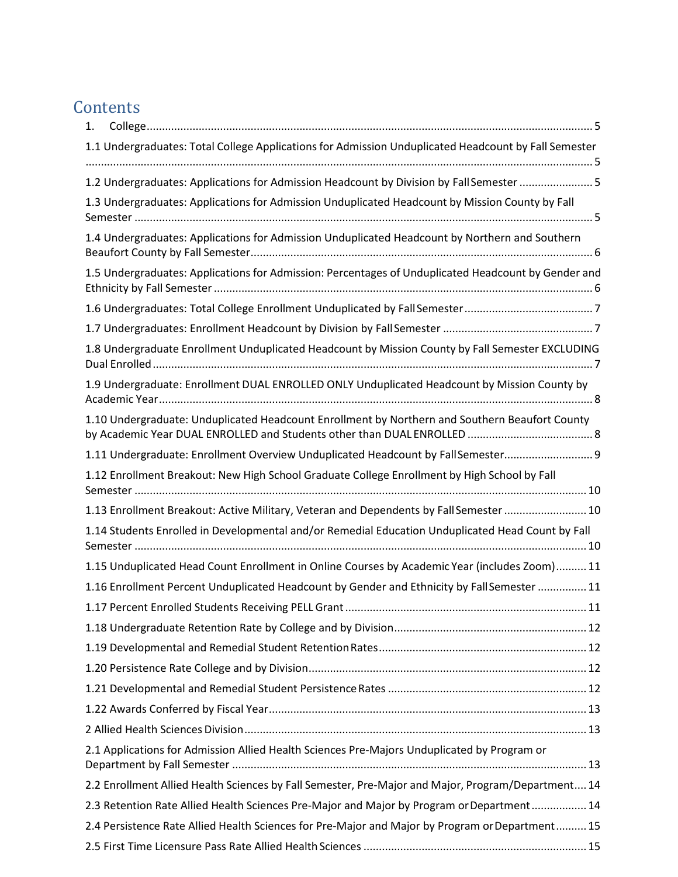# Contents

1. College ........................................................................................................................................ 5

1.1 Undergraduates: Total College Applications for Admission Unduplicated Headcount by Fall Semester .................................................................................................................................................. 5

1.2 Undergraduates: Applications for Admission Headcount by Division by Fall Semester ........................ 5

1.3 Undergraduates: Applications for Admission Unduplicated Headcount by Mission County by Fall Semester ..................................................................................................................................................... 5

1.4 Undergraduates: Applications for Admission Unduplicated Headcount by Northern and Southern Beaufort County by Fall Semester ............................................................................................................... 6

1.5 Undergraduates: Applications for Admission: Percentages of Unduplicated Headcount by Gender and Ethnicity by Fall Semester ........................................................................................................................... 6

1.6 Undergraduates: Total College Enrollment Unduplicated by Fall Semester .......................................... 7

1.7 Undergraduates: Enrollment Headcount by Division by Fall Semester ................................................. 7

1.8 Undergraduate Enrollment Unduplicated Headcount by Mission County by Fall Semester EXCLUDING Dual Enrolled ............................................................................................................................................... 7

1.9 Undergraduate: Enrollment DUAL ENROLLED ONLY Unduplicated Headcount by Mission County by Academic Year ............................................................................................................................................. 8

1.10 Undergraduate: Unduplicated Headcount Enrollment by Northern and Southern Beaufort County by Academic Year DUAL ENROLLED and Students other than DUAL ENROLLED ......................................... 8

1.11 Undergraduate: Enrollment Overview Unduplicated Headcount by Fall Semester............................. 9

1.12 Enrollment Breakout: New High School Graduate College Enrollment by High School by Fall Semester ................................................................................................................................................... 10

1.13 Enrollment Breakout: Active Military, Veteran and Dependents by Fall Semester ........................... 10

1.14 Students Enrolled in Developmental and/or Remedial Education Unduplicated Head Count by Fall Semester ................................................................................................................................................... 10

1.15 Unduplicated Head Count Enrollment in Online Courses by Academic Year (includes Zoom).......... 11

1.16 Enrollment Percent Unduplicated Headcount by Gender and Ethnicity by Fall Semester ................ 11

1.17 Percent Enrolled Students Receiving PELL Grant .............................................................................. 11

1.18 Undergraduate Retention Rate by College and by Division............................................................... 12

1.19 Developmental and Remedial Student Retention Rates.................................................................... 12

1.20 Persistence Rate College and by Division........................................................................................... 12

1.21 Developmental and Remedial Student Persistence Rates ................................................................. 12

1.22 Awards Conferred by Fiscal Year........................................................................................................ 13

2 Allied Health Sciences Division ............................................................................................................... 13

2.1 Applications for Admission Allied Health Sciences Pre-Majors Unduplicated by Program or Department by Fall Semester .................................................................................................................... 13

2.2 Enrollment Allied Health Sciences by Fall Semester, Pre-Major and Major, Program/Department.... 14

2.3 Retention Rate Allied Health Sciences Pre-Major and Major by Program or Department .................. 14

2.4 Persistence Rate Allied Health Sciences for Pre-Major and Major by Program or Department .......... 15

2.5 First Time Licensure Pass Rate Allied Health Sciences ......................................................................... 15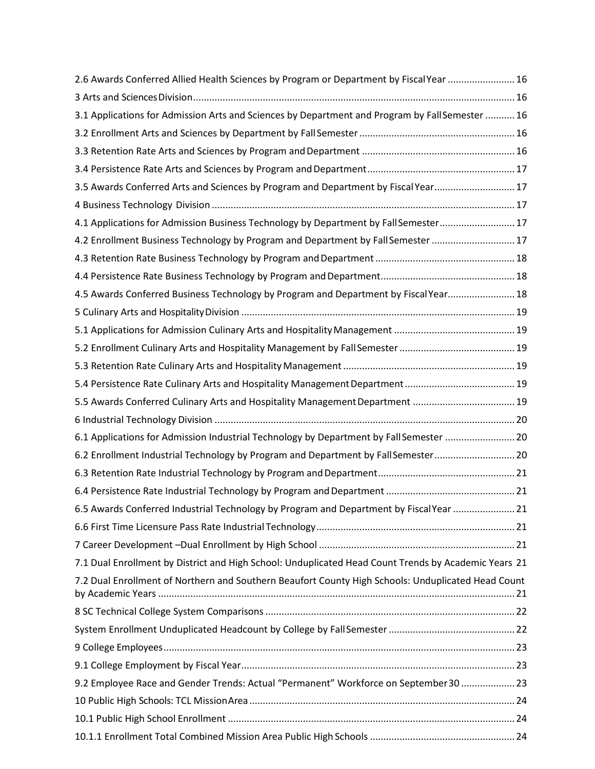2.6 Awards Conferred Allied Health Sciences by Program or Department by Fiscal Year ......................... 16

3 Arts and Sciences Division ........................................................................................................... 16

3.1 Applications for Admission Arts and Sciences by Department and Program by Fall Semester ........... 16

3.2 Enrollment Arts and Sciences by Department by Fall Semester .......................................................... 16

3.3 Retention Rate Arts and Sciences by Program and Department ......................................................... 16

3.4 Persistence Rate Arts and Sciences by Program and Department ....................................................... 17

3.5 Awards Conferred Arts and Sciences by Program and Department by Fiscal Year ............................. 17

4 Business Technology Division ................................................................................................................ 17

4.1 Applications for Admission Business Technology by Department by Fall Semester ............................ 17

4.2 Enrollment Business Technology by Program and Department by Fall Semester ............................... 17

4.3 Retention Rate Business Technology by Program and Department .................................................... 18

4.4 Persistence Rate Business Technology by Program and Department .................................................. 18

4.5 Awards Conferred Business Technology by Program and Department by Fiscal Year ......................... 18

5 Culinary Arts and Hospitality Division ..................................................................................................... 19

5.1 Applications for Admission Culinary Arts and Hospitality Management ............................................. 19

5.2 Enrollment Culinary Arts and Hospitality Management by Fall Semester ........................................... 19

5.3 Retention Rate Culinary Arts and Hospitality Management ................................................................ 19

5.4 Persistence Rate Culinary Arts and Hospitality Management Department ......................................... 19

5.5 Awards Conferred Culinary Arts and Hospitality Management Department ...................................... 19

6 Industrial Technology Division ............................................................................................................... 20

6.1 Applications for Admission Industrial Technology by Department by Fall Semester .......................... 20

6.2 Enrollment Industrial Technology by Program and Department by Fall Semester .............................. 20

6.3 Retention Rate Industrial Technology by Program and Department ................................................... 21

6.4 Persistence Rate Industrial Technology by Program and Department ................................................ 21

6.5 Awards Conferred Industrial Technology by Program and Department by Fiscal Year ....................... 21

6.6 First Time Licensure Pass Rate Industrial Technology .......................................................................... 21

7 Career Development –Dual Enrollment by High School ......................................................................... 21

7.1 Dual Enrollment by District and High School: Unduplicated Head Count Trends by Academic Years 21

7.2 Dual Enrollment of Northern and Southern Beaufort County High Schools: Unduplicated Head Count by Academic Years ..................................................................................................................... 21

8 SC Technical College System Comparisons ............................................................................................ 22

System Enrollment Unduplicated Headcount by College by Fall Semester ............................................... 22

9 College Employees .................................................................................................................................. 23

9.1 College Employment by Fiscal Year ...................................................................................................... 23

9.2 Employee Race and Gender Trends: Actual "Permanent" Workforce on September 30 .................... 23

10 Public High Schools: TCL Mission Area .................................................................................................. 24

10.1 Public High School Enrollment ........................................................................................................... 24

10.1.1 Enrollment Total Combined Mission Area Public High Schools ...................................................... 24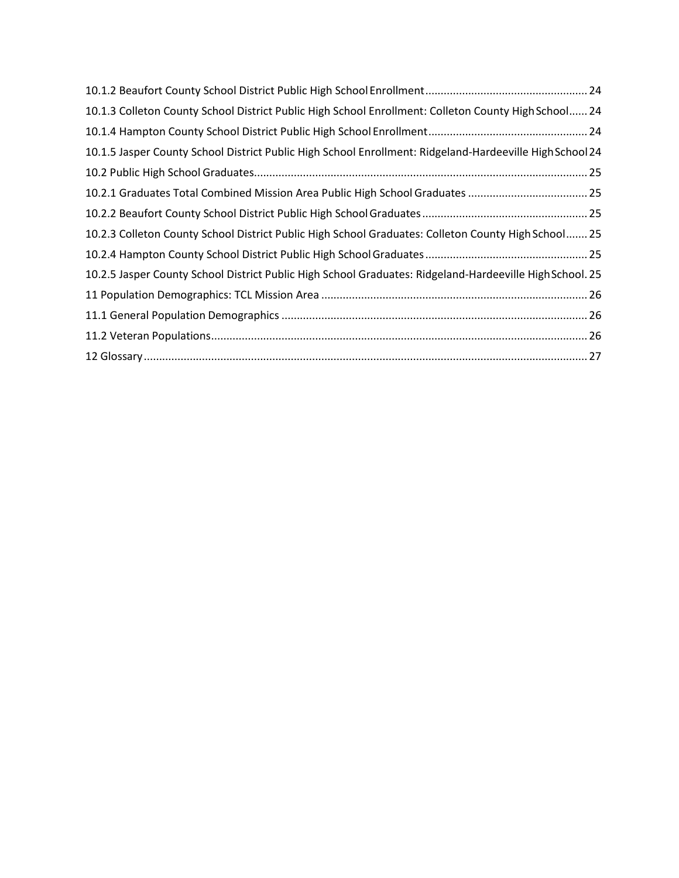10.1.2 Beaufort County School District Public High School Enrollment .................................................... 24

10.1.3 Colleton County School District Public High School Enrollment: Colleton County High School...... 24

10.1.4 Hampton County School District Public High School Enrollment .................................................... 24

10.1.5 Jasper County School District Public High School Enrollment: Ridgeland-Hardeeville High School 24

10.2 Public High School Graduates............................................................................................................ 25

10.2.1 Graduates Total Combined Mission Area Public High School Graduates ....................................... 25

10.2.2 Beaufort County School District Public High School Graduates ...................................................... 25

10.2.3 Colleton County School District Public High School Graduates: Colleton County High School....... 25

10.2.4 Hampton County School District Public High School Graduates ..................................................... 25

10.2.5 Jasper County School District Public High School Graduates: Ridgeland-Hardeeville High School. 25

11 Population Demographics: TCL Mission Area ...................................................................................... 26

11.1 General Population Demographics ................................................................................................... 26

11.2 Veteran Populations.......................................................................................................................... 26

12 Glossary ................................................................................................................................................ 27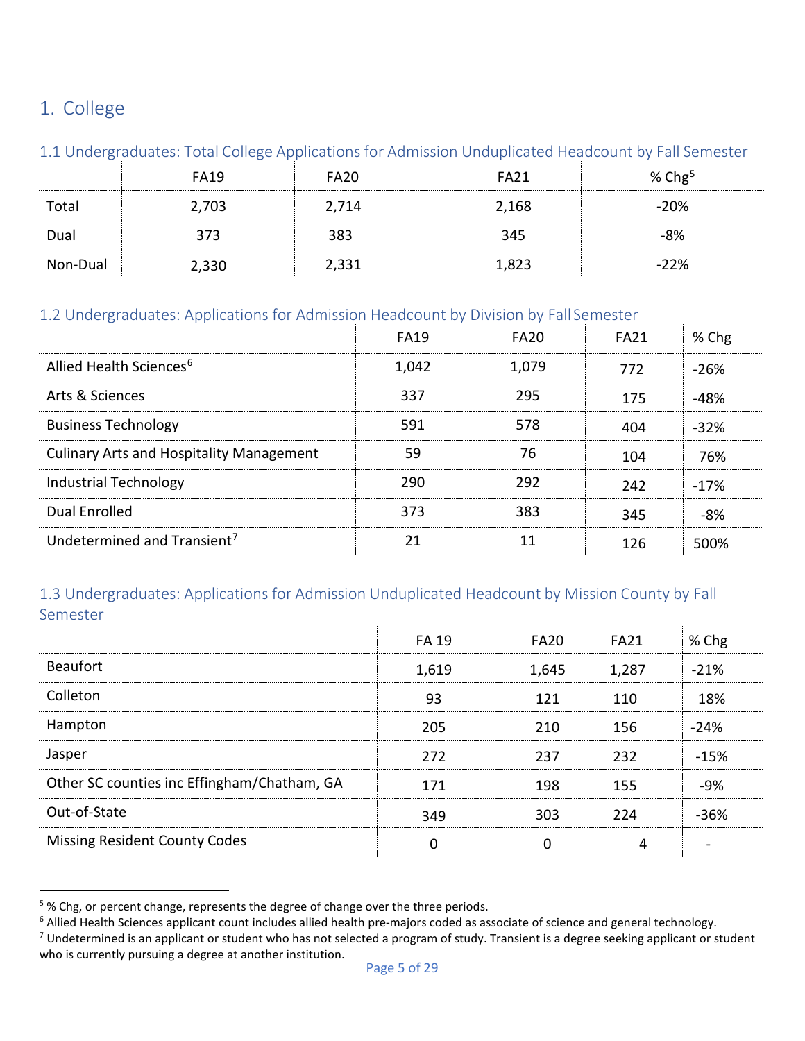## 1. College

### 1.1 Undergraduates: Total College Applications for Admission Unduplicated Headcount by Fall Semester

| | FA19 | FA20 | FA21 | % Chg[5] |
|---|---|---|---|---|
| Total | 2,703 | 2,714 | 2,168 | -20% |
| Dual | 373 | 383 | 345 | -8% |
| Non-Dual | 2,330 | 2,331 | 1,823 | -22% |

### 1.2 Undergraduates: Applications for Admission Headcount by Division by Fall Semester

| | FA19 | FA20 | FA21 | % Chg |
|---|---|---|---|---|
| Allied Health Sciences[6] | 1,042 | 1,079 | 772 | -26% |
| Arts & Sciences | 337 | 295 | 175 | -48% |
| Business Technology | 591 | 578 | 404 | -32% |
| Culinary Arts and Hospitality Management | 59 | 76 | 104 | 76% |
| Industrial Technology | 290 | 292 | 242 | -17% |
| Dual Enrolled | 373 | 383 | 345 | -8% |
| Undetermined and Transient[7] | 21 | 11 | 126 | 500% |

### 1.3 Undergraduates: Applications for Admission Unduplicated Headcount by Mission County by Fall Semester

| | FA 19 | FA20 | FA21 | % Chg |
|---|---|---|---|---|
| Beaufort | 1,619 | 1,645 | 1,287 | -21% |
| Colleton | 93 | 121 | 110 | 18% |
| Hampton | 205 | 210 | 156 | -24% |
| Jasper | 272 | 237 | 232 | -15% |
| Other SC counties inc Effingham/Chatham, GA | 171 | 198 | 155 | -9% |
| Out-of-State | 349 | 303 | 224 | -36% |
| Missing Resident County Codes | 0 | 0 | 4 | - |

[5] % Chg, or percent change, represents the degree of change over the three periods.

[6] Allied Health Sciences applicant count includes allied health pre-majors coded as associate of science and general technology.

[7] Undetermined is an applicant or student who has not selected a program of study. Transient is a degree seeking applicant or student who is currently pursuing a degree at another institution.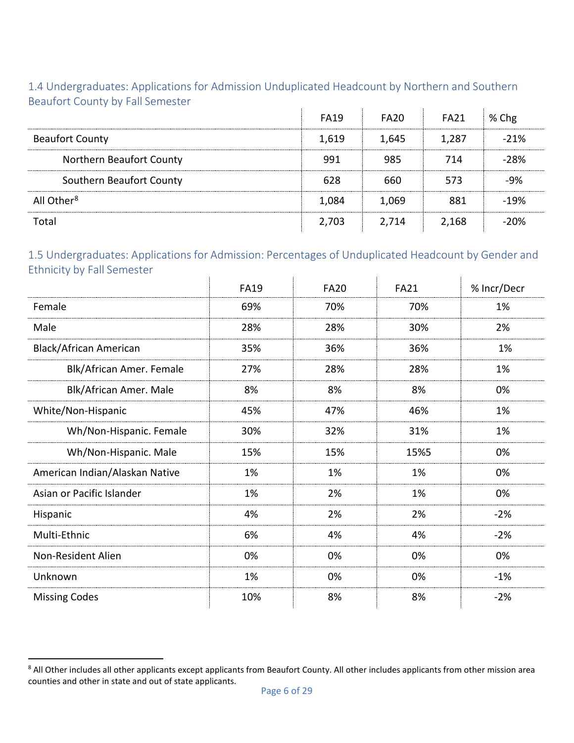### 1.4 Undergraduates: Applications for Admission Unduplicated Headcount by Northern and Southern Beaufort County by Fall Semester

| | FA19 | FA20 | FA21 | % Chg |
|---|---|---|---|---|
| Beaufort County | 1,619 | 1,645 | 1,287 | -21% |
| Northern Beaufort County | 991 | 985 | 714 | -28% |
| Southern Beaufort County | 628 | 660 | 573 | -9% |
| All Other[8] | 1,084 | 1,069 | 881 | -19% |
| Total | 2,703 | 2,714 | 2,168 | -20% |

### 1.5 Undergraduates: Applications for Admission: Percentages of Unduplicated Headcount by Gender and Ethnicity by Fall Semester

| | FA19 | FA20 | FA21 | % Incr/Decr |
|---|---|---|---|---|
| Female | 69% | 70% | 70% | 1% |
| Male | 28% | 28% | 30% | 2% |
| Black/African American | 35% | 36% | 36% | 1% |
| Blk/African Amer. Female | 27% | 28% | 28% | 1% |
| Blk/African Amer. Male | 8% | 8% | 8% | 0% |
| White/Non-Hispanic | 45% | 47% | 46% | 1% |
| Wh/Non-Hispanic. Female | 30% | 32% | 31% | 1% |
| Wh/Non-Hispanic. Male | 15% | 15% | 15%5 | 0% |
| American Indian/Alaskan Native | 1% | 1% | 1% | 0% |
| Asian or Pacific Islander | 1% | 2% | 1% | 0% |
| Hispanic | 4% | 2% | 2% | -2% |
| Multi-Ethnic | 6% | 4% | 4% | -2% |
| Non-Resident Alien | 0% | 0% | 0% | 0% |
| Unknown | 1% | 0% | 0% | -1% |
| Missing Codes | 10% | 8% | 8% | -2% |

[8] All Other includes all other applicants except applicants from Beaufort County. All other includes applicants from other mission area counties and other in state and out of state applicants.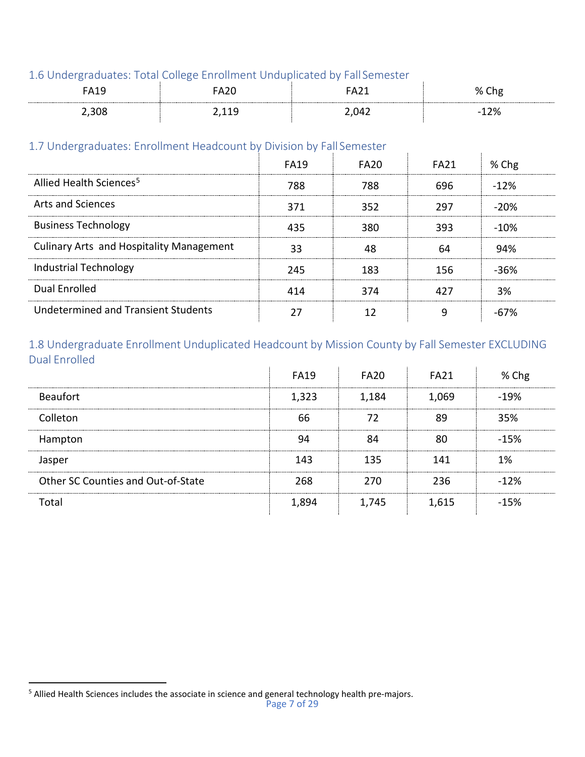### 1.6 Undergraduates: Total College Enrollment Unduplicated by Fall Semester

| FA19 | FA20 | FA21 | % Chg |
|---|---|---|---|
| 2,308 | 2,119 | 2,042 | -12% |

### 1.7 Undergraduates: Enrollment Headcount by Division by Fall Semester

| | FA19 | FA20 | FA21 | % Chg |
|---|---|---|---|---|
| Allied Health Sciences[5] | 788 | 788 | 696 | -12% |
| Arts and Sciences | 371 | 352 | 297 | -20% |
| Business Technology | 435 | 380 | 393 | -10% |
| Culinary Arts and Hospitality Management | 33 | 48 | 64 | 94% |
| Industrial Technology | 245 | 183 | 156 | -36% |
| Dual Enrolled | 414 | 374 | 427 | 3% |
| Undetermined and Transient Students | 27 | 12 | 9 | -67% |

### 1.8 Undergraduate Enrollment Unduplicated Headcount by Mission County by Fall Semester EXCLUDING Dual Enrolled

| | FA19 | FA20 | FA21 | % Chg |
|---|---|---|---|---|
| Beaufort | 1,323 | 1,184 | 1,069 | -19% |
| Colleton | 66 | 72 | 89 | 35% |
| Hampton | 94 | 84 | 80 | -15% |
| Jasper | 143 | 135 | 141 | 1% |
| Other SC Counties and Out-of-State | 268 | 270 | 236 | -12% |
| Total | 1,894 | 1,745 | 1,615 | -15% |

[5] Allied Health Sciences includes the associate in science and general technology health pre-majors.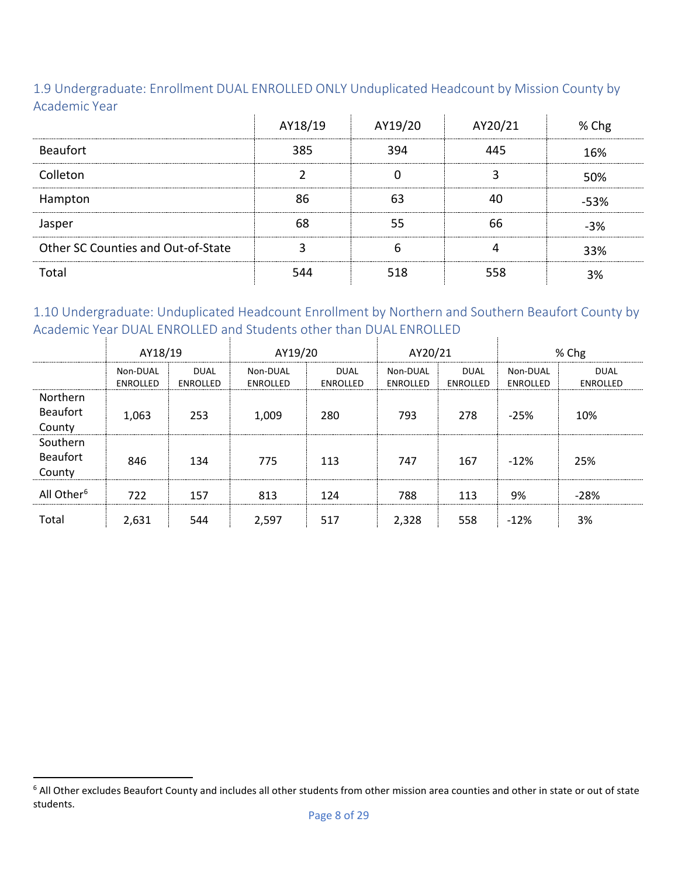### 1.9 Undergraduate: Enrollment DUAL ENROLLED ONLY Unduplicated Headcount by Mission County by Academic Year

| | AY18/19 | AY19/20 | AY20/21 | % Chg |
|---|---|---|---|---|
| Beaufort | 385 | 394 | 445 | 16% |
| Colleton | 2 | 0 | 3 | 50% |
| Hampton | 86 | 63 | 40 | -53% |
| Jasper | 68 | 55 | 66 | -3% |
| Other SC Counties and Out-of-State | 3 | 6 | 4 | 33% |
| Total | 544 | 518 | 558 | 3% |

### 1.10 Undergraduate: Unduplicated Headcount Enrollment by Northern and Southern Beaufort County by Academic Year DUAL ENROLLED and Students other than DUAL ENROLLED

| | AY18/19 | | AY19/20 | | AY20/21 | | % Chg | |
|---|---|---|---|---|---|---|---|---|
| | Non-DUAL ENROLLED | DUAL ENROLLED | Non-DUAL ENROLLED | DUAL ENROLLED | Non-DUAL ENROLLED | DUAL ENROLLED | Non-DUAL ENROLLED | DUAL ENROLLED |
| Northern Beaufort County | 1,063 | 253 | 1,009 | 280 | 793 | 278 | -25% | 10% |
| Southern Beaufort County | 846 | 134 | 775 | 113 | 747 | 167 | -12% | 25% |
| All Other[6] | 722 | 157 | 813 | 124 | 788 | 113 | 9% | -28% |
| Total | 2,631 | 544 | 2,597 | 517 | 2,328 | 558 | -12% | 3% |

[6] All Other excludes Beaufort County and includes all other students from other mission area counties and other in state or out of state students.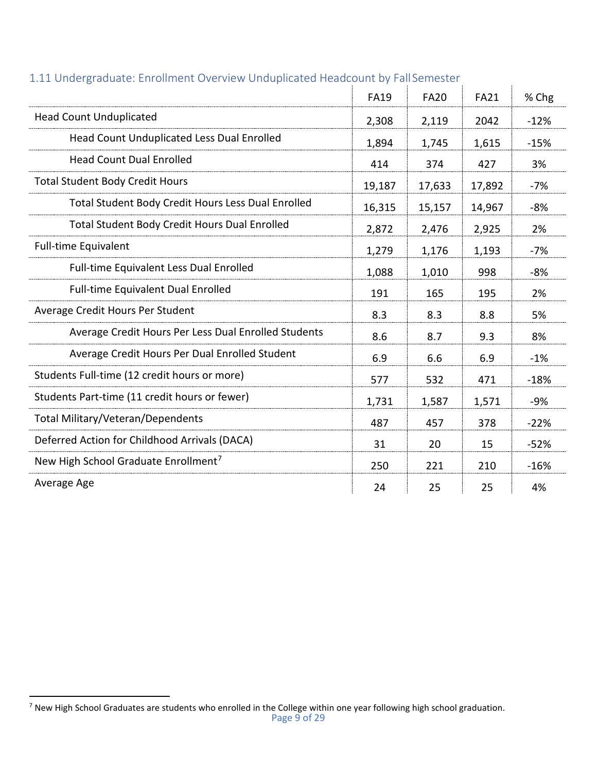### 1.11 Undergraduate: Enrollment Overview Unduplicated Headcount by Fall Semester

| | FA19 | FA20 | FA21 | % Chg |
|---|---|---|---|---|
| Head Count Unduplicated | 2,308 | 2,119 | 2042 | -12% |
| Head Count Unduplicated Less Dual Enrolled | 1,894 | 1,745 | 1,615 | -15% |
| Head Count Dual Enrolled | 414 | 374 | 427 | 3% |
| Total Student Body Credit Hours | 19,187 | 17,633 | 17,892 | -7% |
| Total Student Body Credit Hours Less Dual Enrolled | 16,315 | 15,157 | 14,967 | -8% |
| Total Student Body Credit Hours Dual Enrolled | 2,872 | 2,476 | 2,925 | 2% |
| Full-time Equivalent | 1,279 | 1,176 | 1,193 | -7% |
| Full-time Equivalent Less Dual Enrolled | 1,088 | 1,010 | 998 | -8% |
| Full-time Equivalent Dual Enrolled | 191 | 165 | 195 | 2% |
| Average Credit Hours Per Student | 8.3 | 8.3 | 8.8 | 5% |
| Average Credit Hours Per Less Dual Enrolled Students | 8.6 | 8.7 | 9.3 | 8% |
| Average Credit Hours Per Dual Enrolled Student | 6.9 | 6.6 | 6.9 | -1% |
| Students Full-time (12 credit hours or more) | 577 | 532 | 471 | -18% |
| Students Part-time (11 credit hours or fewer) | 1,731 | 1,587 | 1,571 | -9% |
| Total Military/Veteran/Dependents | 487 | 457 | 378 | -22% |
| Deferred Action for Childhood Arrivals (DACA) | 31 | 20 | 15 | -52% |
| New High School Graduate Enrollment[7] | 250 | 221 | 210 | -16% |
| Average Age | 24 | 25 | 25 | 4% |

[7] New High School Graduates are students who enrolled in the College within one year following high school graduation.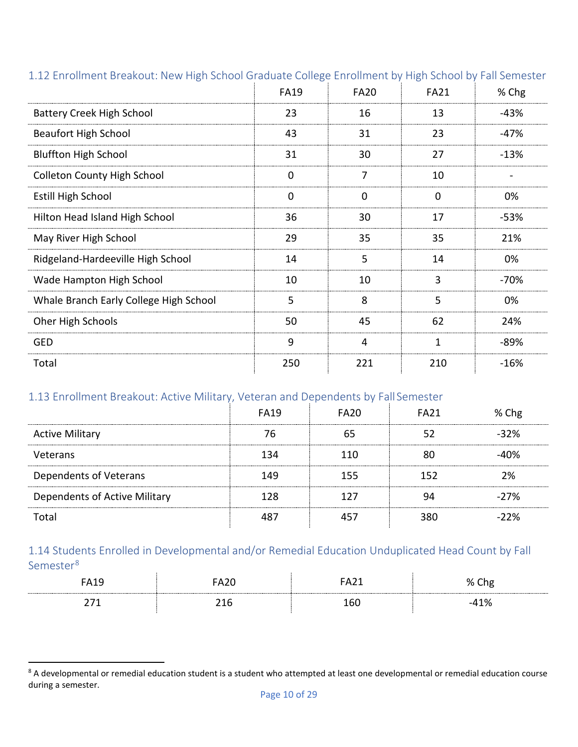### 1.12 Enrollment Breakout: New High School Graduate College Enrollment by High School by Fall Semester

| | FA19 | FA20 | FA21 | % Chg |
|---|---|---|---|---|
| Battery Creek High School | 23 | 16 | 13 | -43% |
| Beaufort High School | 43 | 31 | 23 | -47% |
| Bluffton High School | 31 | 30 | 27 | -13% |
| Colleton County High School | 0 | 7 | 10 | - |
| Estill High School | 0 | 0 | 0 | 0% |
| Hilton Head Island High School | 36 | 30 | 17 | -53% |
| May River High School | 29 | 35 | 35 | 21% |
| Ridgeland-Hardeeville High School | 14 | 5 | 14 | 0% |
| Wade Hampton High School | 10 | 10 | 3 | -70% |
| Whale Branch Early College High School | 5 | 8 | 5 | 0% |
| Oher High Schools | 50 | 45 | 62 | 24% |
| GED | 9 | 4 | 1 | -89% |
| Total | 250 | 221 | 210 | -16% |

### 1.13 Enrollment Breakout: Active Military, Veteran and Dependents by Fall Semester

| | FA19 | FA20 | FA21 | % Chg |
|---|---|---|---|---|
| Active Military | 76 | 65 | 52 | -32% |
| Veterans | 134 | 110 | 80 | -40% |
| Dependents of Veterans | 149 | 155 | 152 | 2% |
| Dependents of Active Military | 128 | 127 | 94 | -27% |
| Total | 487 | 457 | 380 | -22% |

### 1.14 Students Enrolled in Developmental and/or Remedial Education Unduplicated Head Count by Fall Semester[8]

| FA19 | FA20 | FA21 | % Chg |
|---|---|---|---|
| 271 | 216 | 160 | -41% |

[8] A developmental or remedial education student is a student who attempted at least one developmental or remedial education course during a semester.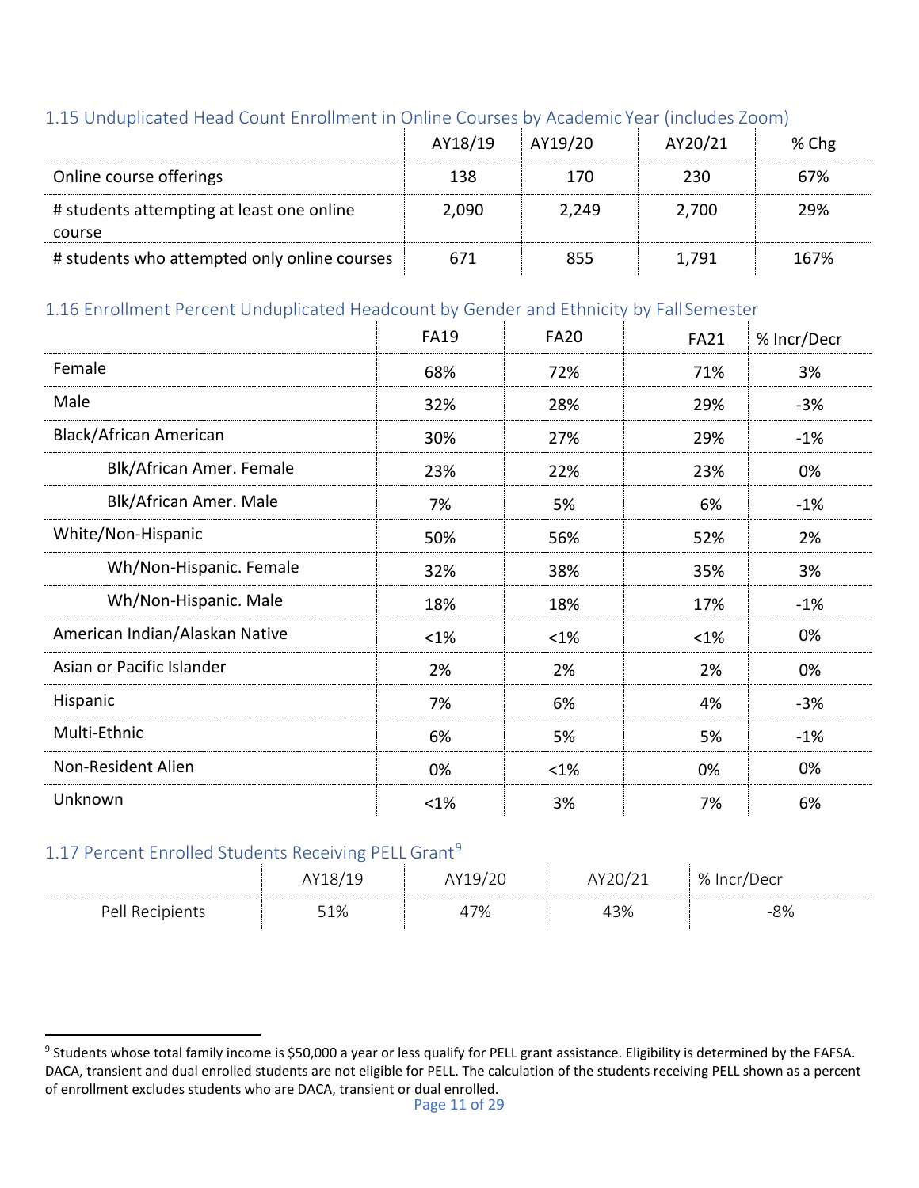### 1.15 Unduplicated Head Count Enrollment in Online Courses by Academic Year (includes Zoom)

| | AY18/19 | AY19/20 | AY20/21 | % Chg |
|---|---|---|---|---|
| Online course offerings | 138 | 170 | 230 | 67% |
| # students attempting at least one online course | 2,090 | 2,249 | 2,700 | 29% |
| # students who attempted only online courses | 671 | 855 | 1,791 | 167% |

### 1.16 Enrollment Percent Unduplicated Headcount by Gender and Ethnicity by Fall Semester

| | FA19 | FA20 | FA21 | % Incr/Decr |
|---|---|---|---|---|
| Female | 68% | 72% | 71% | 3% |
| Male | 32% | 28% | 29% | -3% |
| Black/African American | 30% | 27% | 29% | -1% |
| Blk/African Amer. Female | 23% | 22% | 23% | 0% |
| Blk/African Amer. Male | 7% | 5% | 6% | -1% |
| White/Non-Hispanic | 50% | 56% | 52% | 2% |
| Wh/Non-Hispanic. Female | 32% | 38% | 35% | 3% |
| Wh/Non-Hispanic. Male | 18% | 18% | 17% | -1% |
| American Indian/Alaskan Native | <1% | <1% | <1% | 0% |
| Asian or Pacific Islander | 2% | 2% | 2% | 0% |
| Hispanic | 7% | 6% | 4% | -3% |
| Multi-Ethnic | 6% | 5% | 5% | -1% |
| Non-Resident Alien | 0% | <1% | 0% | 0% |
| Unknown | <1% | 3% | 7% | 6% |

### 1.17 Percent Enrolled Students Receiving PELL Grant[9]

| | AY18/19 | AY19/20 | AY20/21 | % Incr/Decr |
|---|---|---|---|---|
| Pell Recipients | 51% | 47% | 43% | -8% |

[9] Students whose total family income is $50,000 a year or less qualify for PELL grant assistance. Eligibility is determined by the FAFSA. DACA, transient and dual enrolled students are not eligible for PELL. The calculation of the students receiving PELL shown as a percent of enrollment excludes students who are DACA, transient or dual enrolled.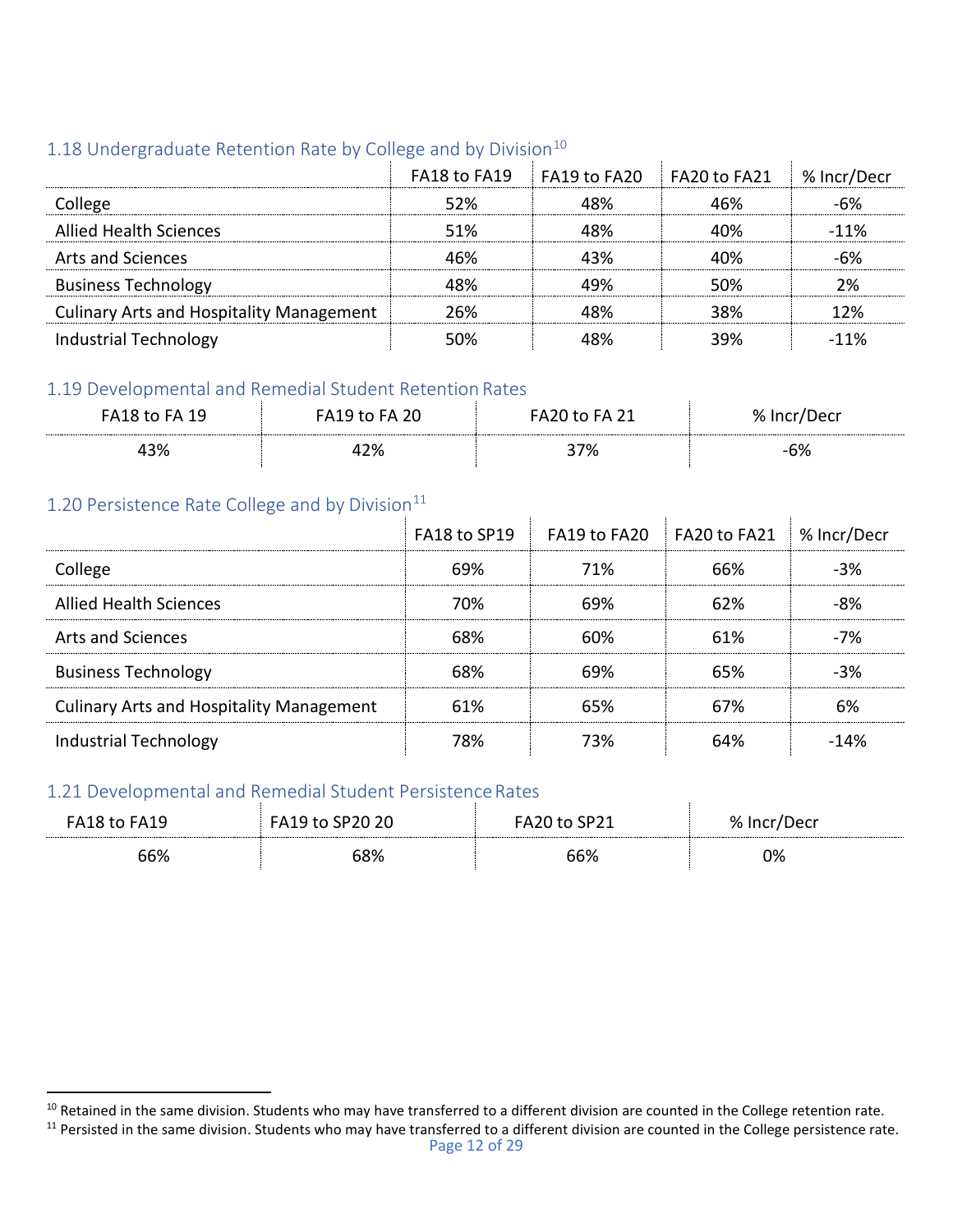### 1.18 Undergraduate Retention Rate by College and by Division[10]

| | FA18 to FA19 | FA19 to FA20 | FA20 to FA21 | % Incr/Decr |
|---|---|---|---|---|
| College | 52% | 48% | 46% | -6% |
| Allied Health Sciences | 51% | 48% | 40% | -11% |
| Arts and Sciences | 46% | 43% | 40% | -6% |
| Business Technology | 48% | 49% | 50% | 2% |
| Culinary Arts and Hospitality Management | 26% | 48% | 38% | 12% |
| Industrial Technology | 50% | 48% | 39% | -11% |

### 1.19 Developmental and Remedial Student Retention Rates

| FA18 to FA 19 | FA19 to FA 20 | FA20 to FA 21 | % Incr/Decr |
|---|---|---|---|
| 43% | 42% | 37% | -6% |

### 1.20 Persistence Rate College and by Division[11]

| | FA18 to SP19 | FA19 to FA20 | FA20 to FA21 | % Incr/Decr |
|---|---|---|---|---|
| College | 69% | 71% | 66% | -3% |
| Allied Health Sciences | 70% | 69% | 62% | -8% |
| Arts and Sciences | 68% | 60% | 61% | -7% |
| Business Technology | 68% | 69% | 65% | -3% |
| Culinary Arts and Hospitality Management | 61% | 65% | 67% | 6% |
| Industrial Technology | 78% | 73% | 64% | -14% |

### 1.21 Developmental and Remedial Student Persistence Rates

| FA18 to FA19 | FA19 to SP20 20 | FA20 to SP21 | % Incr/Decr |
|---|---|---|---|
| 66% | 68% | 66% | 0% |

---

[10] Retained in the same division. Students who may have transferred to a different division are counted in the College retention rate.

[11] Persisted in the same division. Students who may have transferred to a different division are counted in the College persistence rate.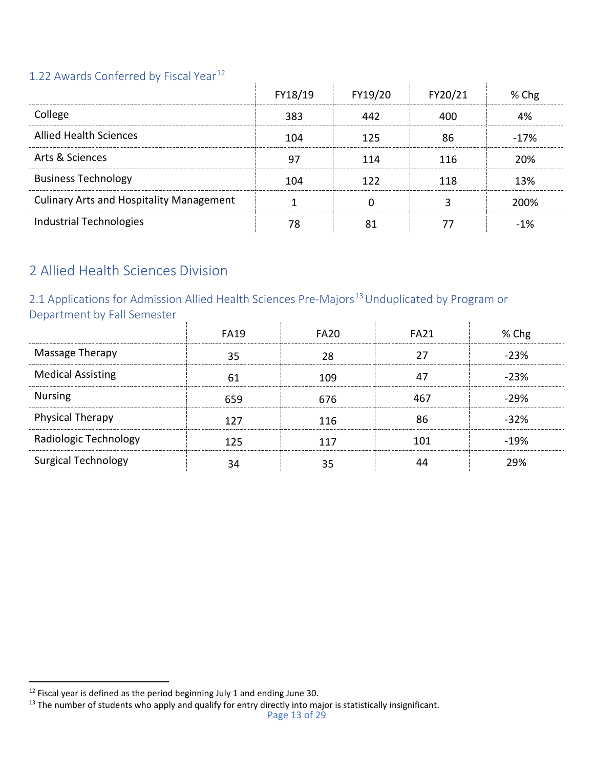### 1.22 Awards Conferred by Fiscal Year[12]

| | FY18/19 | FY19/20 | FY20/21 | % Chg |
|---|---|---|---|---|
| College | 383 | 442 | 400 | 4% |
| Allied Health Sciences | 104 | 125 | 86 | -17% |
| Arts & Sciences | 97 | 114 | 116 | 20% |
| Business Technology | 104 | 122 | 118 | 13% |
| Culinary Arts and Hospitality Management | 1 | 0 | 3 | 200% |
| Industrial Technologies | 78 | 81 | 77 | -1% |

# 2 Allied Health Sciences Division

## 2.1 Applications for Admission Allied Health Sciences Pre-Majors[13] Unduplicated by Program or Department by Fall Semester

| | FA19 | FA20 | FA21 | % Chg |
|---|---|---|---|---|
| Massage Therapy | 35 | 28 | 27 | -23% |
| Medical Assisting | 61 | 109 | 47 | -23% |
| Nursing | 659 | 676 | 467 | -29% |
| Physical Therapy | 127 | 116 | 86 | -32% |
| Radiologic Technology | 125 | 117 | 101 | -19% |
| Surgical Technology | 34 | 35 | 44 | 29% |

[12] Fiscal year is defined as the period beginning July 1 and ending June 30.

[13] The number of students who apply and qualify for entry directly into major is statistically insignificant.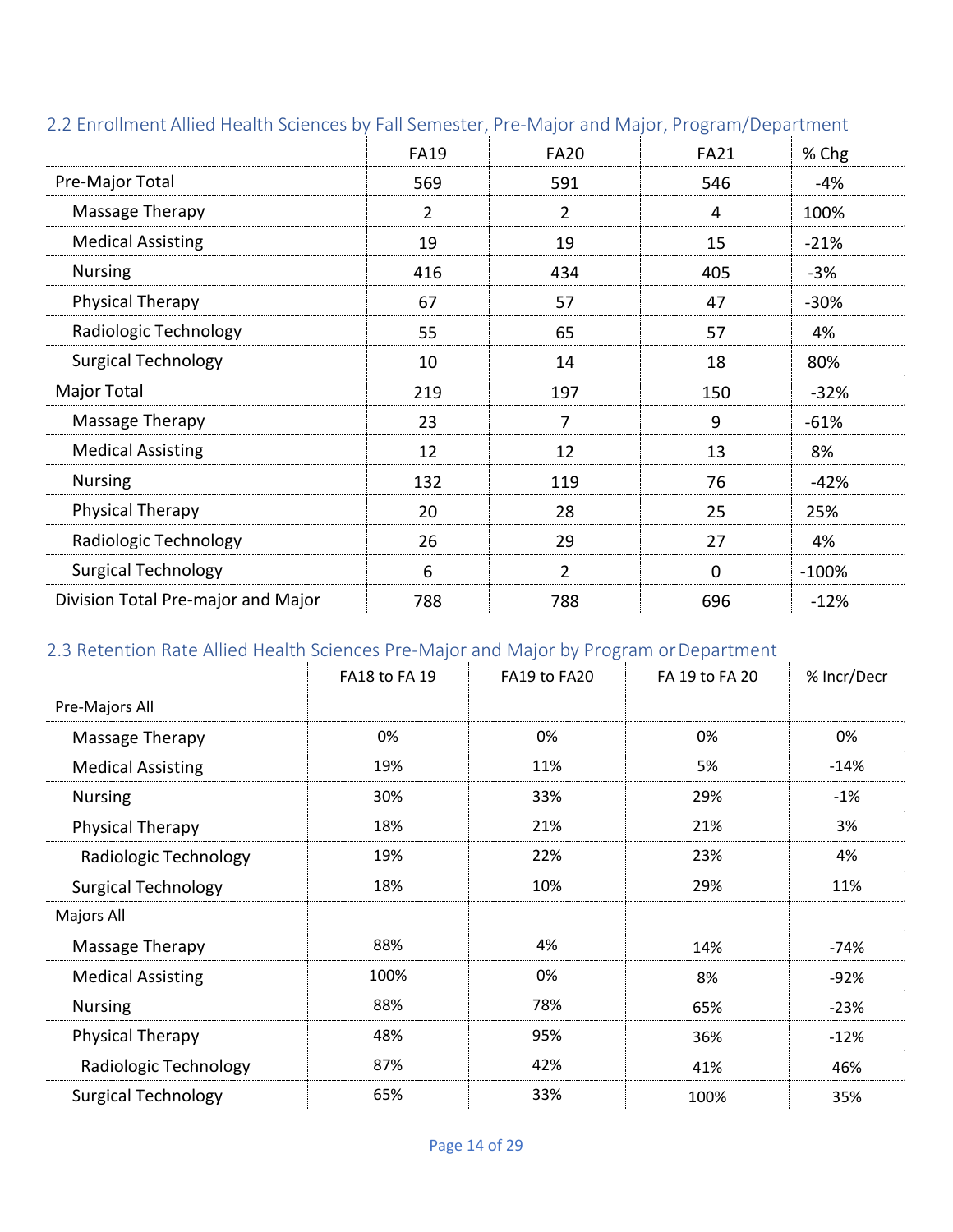## 2.2 Enrollment Allied Health Sciences by Fall Semester, Pre-Major and Major, Program/Department

| | FA19 | FA20 | FA21 | % Chg |
|---|---|---|---|---|
| Pre-Major Total | 569 | 591 | 546 | -4% |
| Massage Therapy | 2 | 2 | 4 | 100% |
| Medical Assisting | 19 | 19 | 15 | -21% |
| Nursing | 416 | 434 | 405 | -3% |
| Physical Therapy | 67 | 57 | 47 | -30% |
| Radiologic Technology | 55 | 65 | 57 | 4% |
| Surgical Technology | 10 | 14 | 18 | 80% |
| Major Total | 219 | 197 | 150 | -32% |
| Massage Therapy | 23 | 7 | 9 | -61% |
| Medical Assisting | 12 | 12 | 13 | 8% |
| Nursing | 132 | 119 | 76 | -42% |
| Physical Therapy | 20 | 28 | 25 | 25% |
| Radiologic Technology | 26 | 29 | 27 | 4% |
| Surgical Technology | 6 | 2 | 0 | -100% |
| Division Total Pre-major and Major | 788 | 788 | 696 | -12% |

## 2.3 Retention Rate Allied Health Sciences Pre-Major and Major by Program or Department

| | FA18 to FA 19 | FA19 to FA20 | FA 19 to FA 20 | % Incr/Decr |
|---|---|---|---|---|
| Pre-Majors All | | | | |
| Massage Therapy | 0% | 0% | 0% | 0% |
| Medical Assisting | 19% | 11% | 5% | -14% |
| Nursing | 30% | 33% | 29% | -1% |
| Physical Therapy | 18% | 21% | 21% | 3% |
| Radiologic Technology | 19% | 22% | 23% | 4% |
| Surgical Technology | 18% | 10% | 29% | 11% |
| Majors All | | | | |
| Massage Therapy | 88% | 4% | 14% | -74% |
| Medical Assisting | 100% | 0% | 8% | -92% |
| Nursing | 88% | 78% | 65% | -23% |
| Physical Therapy | 48% | 95% | 36% | -12% |
| Radiologic Technology | 87% | 42% | 41% | 46% |
| Surgical Technology | 65% | 33% | 100% | 35% |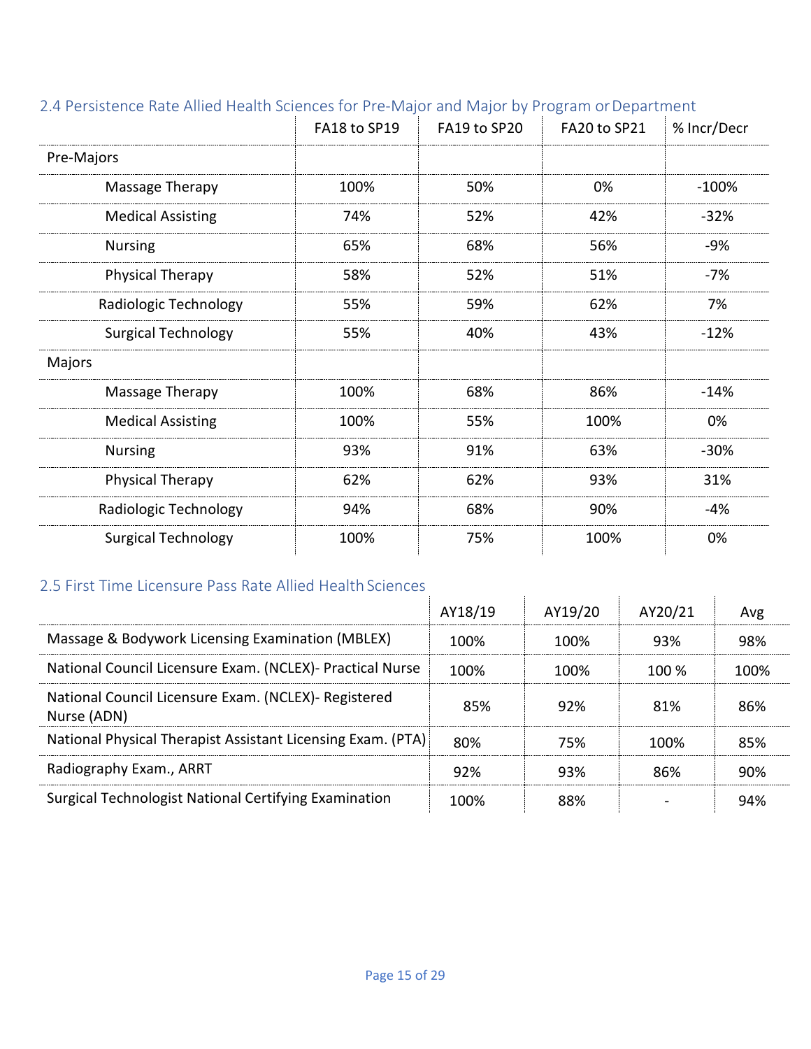### 2.4 Persistence Rate Allied Health Sciences for Pre-Major and Major by Program or Department

| | FA18 to SP19 | FA19 to SP20 | FA20 to SP21 | % Incr/Decr |
|---|---|---|---|---|
| Pre-Majors | | | | |
| Massage Therapy | 100% | 50% | 0% | -100% |
| Medical Assisting | 74% | 52% | 42% | -32% |
| Nursing | 65% | 68% | 56% | -9% |
| Physical Therapy | 58% | 52% | 51% | -7% |
| Radiologic Technology | 55% | 59% | 62% | 7% |
| Surgical Technology | 55% | 40% | 43% | -12% |
| Majors | | | | |
| Massage Therapy | 100% | 68% | 86% | -14% |
| Medical Assisting | 100% | 55% | 100% | 0% |
| Nursing | 93% | 91% | 63% | -30% |
| Physical Therapy | 62% | 62% | 93% | 31% |
| Radiologic Technology | 94% | 68% | 90% | -4% |
| Surgical Technology | 100% | 75% | 100% | 0% |

### 2.5 First Time Licensure Pass Rate Allied Health Sciences

| | AY18/19 | AY19/20 | AY20/21 | Avg |
|---|---|---|---|---|
| Massage & Bodywork Licensing Examination (MBLEX) | 100% | 100% | 93% | 98% |
| National Council Licensure Exam. (NCLEX)- Practical Nurse | 100% | 100% | 100 % | 100% |
| National Council Licensure Exam. (NCLEX)- Registered Nurse (ADN) | 85% | 92% | 81% | 86% |
| National Physical Therapist Assistant Licensing Exam. (PTA) | 80% | 75% | 100% | 85% |
| Radiography Exam., ARRT | 92% | 93% | 86% | 90% |
| Surgical Technologist National Certifying Examination | 100% | 88% | - | 94% |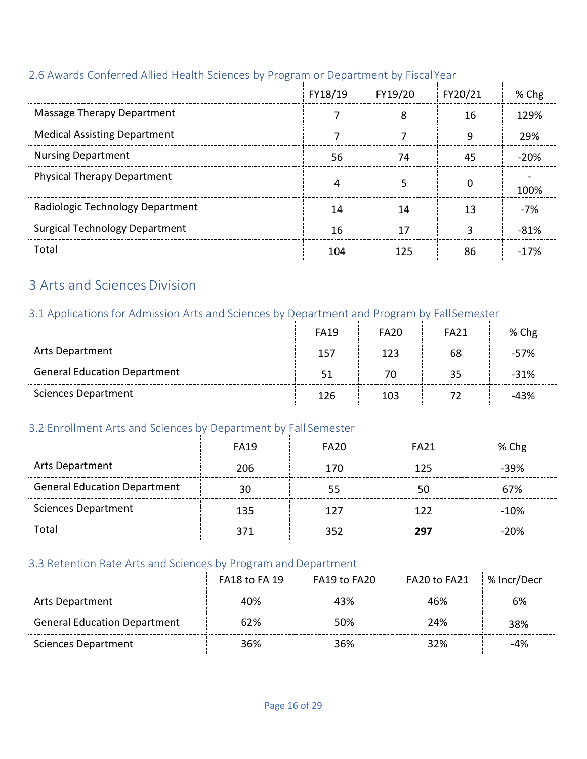### 2.6 Awards Conferred Allied Health Sciences by Program or Department by Fiscal Year

| | FY18/19 | FY19/20 | FY20/21 | % Chg |
|---|---|---|---|---|
| Massage Therapy Department | 7 | 8 | 16 | 129% |
| Medical Assisting Department | 7 | 7 | 9 | 29% |
| Nursing Department | 56 | 74 | 45 | -20% |
| Physical Therapy Department | 4 | 5 | 0 | -100% |
| Radiologic Technology Department | 14 | 14 | 13 | -7% |
| Surgical Technology Department | 16 | 17 | 3 | -81% |
| Total | 104 | 125 | 86 | -17% |

## 3 Arts and Sciences Division

### 3.1 Applications for Admission Arts and Sciences by Department and Program by Fall Semester

| | FA19 | FA20 | FA21 | % Chg |
|---|---|---|---|---|
| Arts Department | 157 | 123 | 68 | -57% |
| General Education Department | 51 | 70 | 35 | -31% |
| Sciences Department | 126 | 103 | 72 | -43% |

### 3.2 Enrollment Arts and Sciences by Department by Fall Semester

| | FA19 | FA20 | FA21 | % Chg |
|---|---|---|---|---|
| Arts Department | 206 | 170 | 125 | -39% |
| General Education Department | 30 | 55 | 50 | 67% |
| Sciences Department | 135 | 127 | 122 | -10% |
| Total | 371 | 352 | **297** | -20% |

### 3.3 Retention Rate Arts and Sciences by Program and Department

| | FA18 to FA 19 | FA19 to FA20 | FA20 to FA21 | % Incr/Decr |
|---|---|---|---|---|
| Arts Department | 40% | 43% | 46% | 6% |
| General Education Department | 62% | 50% | 24% | 38% |
| Sciences Department | 36% | 36% | 32% | -4% |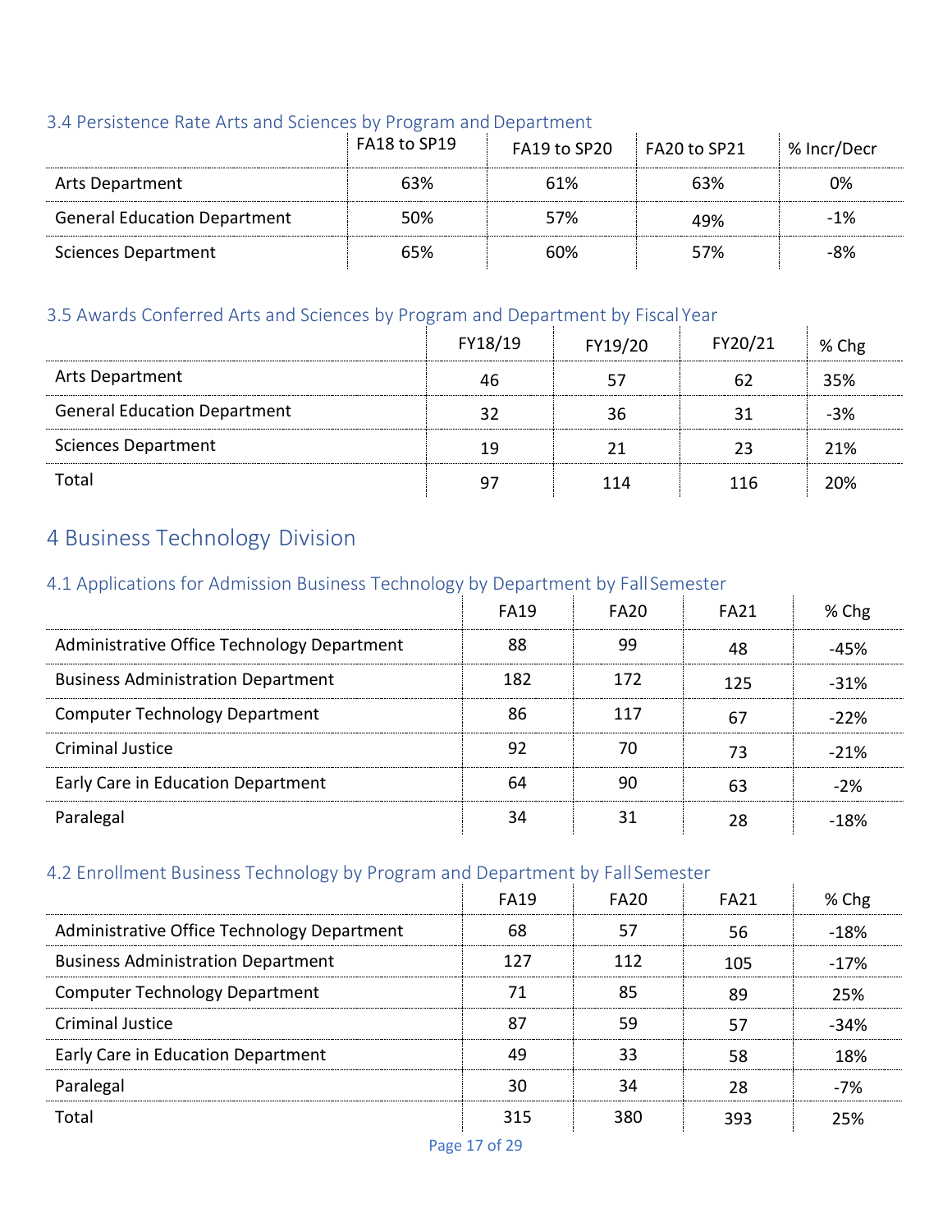### 3.4 Persistence Rate Arts and Sciences by Program and Department

| | FA18 to SP19 | FA19 to SP20 | FA20 to SP21 | % Incr/Decr |
|---|---|---|---|---|
| Arts Department | 63% | 61% | 63% | 0% |
| General Education Department | 50% | 57% | 49% | -1% |
| Sciences Department | 65% | 60% | 57% | -8% |

### 3.5 Awards Conferred Arts and Sciences by Program and Department by Fiscal Year

| | FY18/19 | FY19/20 | FY20/21 | % Chg |
|---|---|---|---|---|
| Arts Department | 46 | 57 | 62 | 35% |
| General Education Department | 32 | 36 | 31 | -3% |
| Sciences Department | 19 | 21 | 23 | 21% |
| Total | 97 | 114 | 116 | 20% |

# 4 Business Technology Division

### 4.1 Applications for Admission Business Technology by Department by Fall Semester

| | FA19 | FA20 | FA21 | % Chg |
|---|---|---|---|---|
| Administrative Office Technology Department | 88 | 99 | 48 | -45% |
| Business Administration Department | 182 | 172 | 125 | -31% |
| Computer Technology Department | 86 | 117 | 67 | -22% |
| Criminal Justice | 92 | 70 | 73 | -21% |
| Early Care in Education Department | 64 | 90 | 63 | -2% |
| Paralegal | 34 | 31 | 28 | -18% |

### 4.2 Enrollment Business Technology by Program and Department by Fall Semester

| | FA19 | FA20 | FA21 | % Chg |
|---|---|---|---|---|
| Administrative Office Technology Department | 68 | 57 | 56 | -18% |
| Business Administration Department | 127 | 112 | 105 | -17% |
| Computer Technology Department | 71 | 85 | 89 | 25% |
| Criminal Justice | 87 | 59 | 57 | -34% |
| Early Care in Education Department | 49 | 33 | 58 | 18% |
| Paralegal | 30 | 34 | 28 | -7% |
| Total | 315 | 380 | 393 | 25% |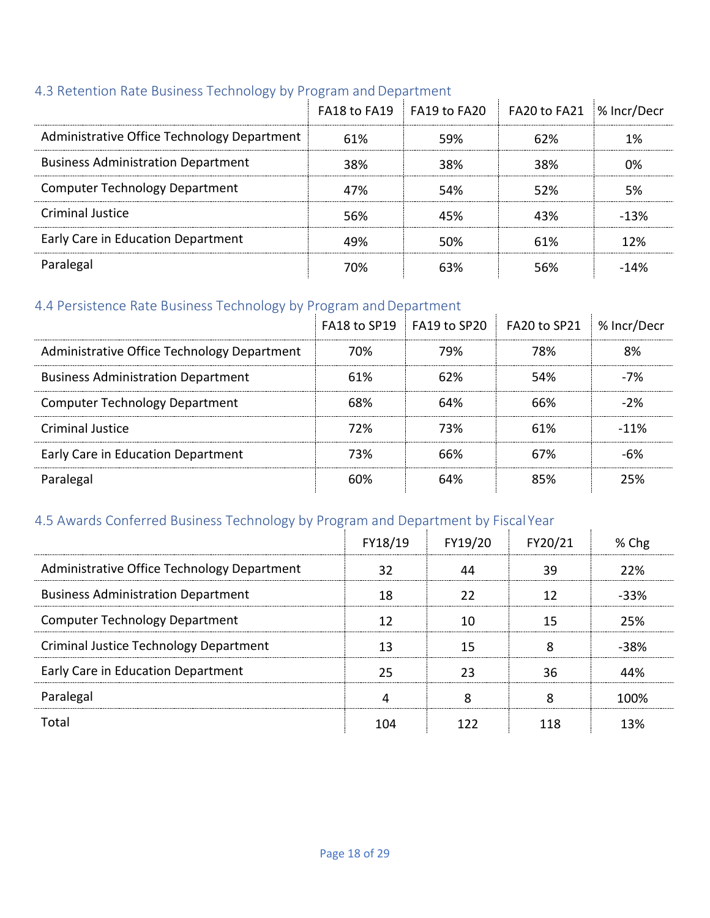### 4.3 Retention Rate Business Technology by Program and Department

| | FA18 to FA19 | FA19 to FA20 | FA20 to FA21 | % Incr/Decr |
|---|---|---|---|---|
| Administrative Office Technology Department | 61% | 59% | 62% | 1% |
| Business Administration Department | 38% | 38% | 38% | 0% |
| Computer Technology Department | 47% | 54% | 52% | 5% |
| Criminal Justice | 56% | 45% | 43% | -13% |
| Early Care in Education Department | 49% | 50% | 61% | 12% |
| Paralegal | 70% | 63% | 56% | -14% |

### 4.4 Persistence Rate Business Technology by Program and Department

| | FA18 to SP19 | FA19 to SP20 | FA20 to SP21 | % Incr/Decr |
|---|---|---|---|---|
| Administrative Office Technology Department | 70% | 79% | 78% | 8% |
| Business Administration Department | 61% | 62% | 54% | -7% |
| Computer Technology Department | 68% | 64% | 66% | -2% |
| Criminal Justice | 72% | 73% | 61% | -11% |
| Early Care in Education Department | 73% | 66% | 67% | -6% |
| Paralegal | 60% | 64% | 85% | 25% |

### 4.5 Awards Conferred Business Technology by Program and Department by Fiscal Year

| | FY18/19 | FY19/20 | FY20/21 | % Chg |
|---|---|---|---|---|
| Administrative Office Technology Department | 32 | 44 | 39 | 22% |
| Business Administration Department | 18 | 22 | 12 | -33% |
| Computer Technology Department | 12 | 10 | 15 | 25% |
| Criminal Justice Technology Department | 13 | 15 | 8 | -38% |
| Early Care in Education Department | 25 | 23 | 36 | 44% |
| Paralegal | 4 | 8 | 8 | 100% |
| Total | 104 | 122 | 118 | 13% |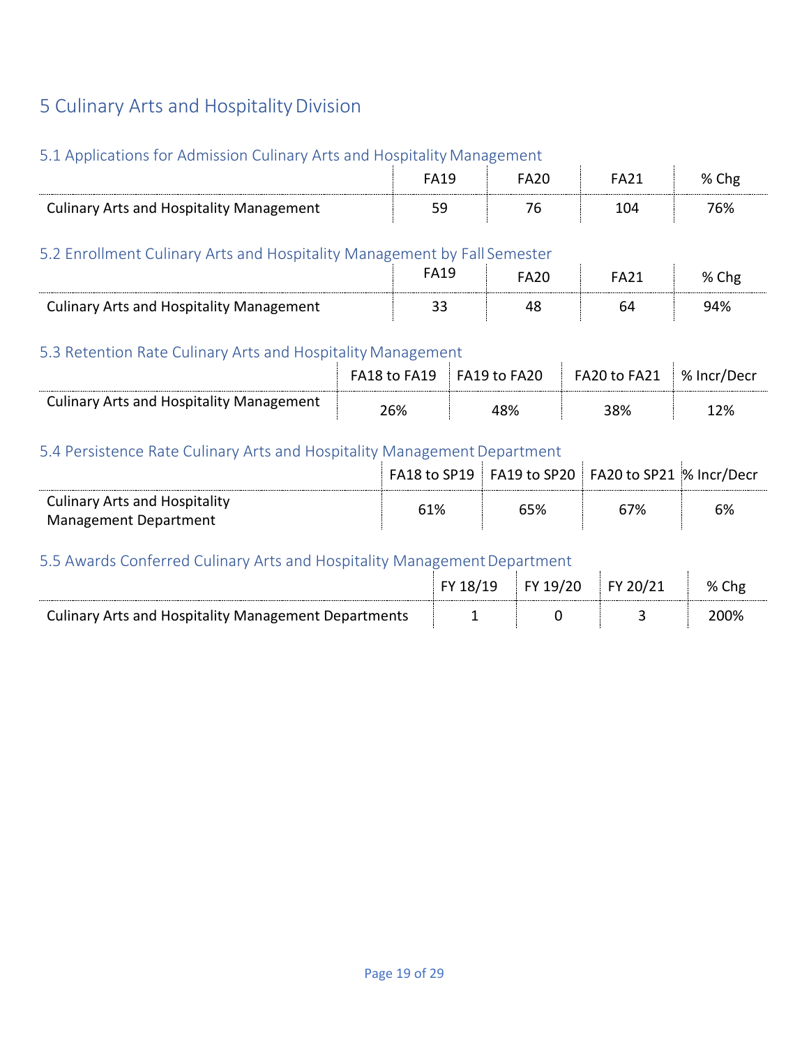# 5 Culinary Arts and Hospitality Division

## 5.1 Applications for Admission Culinary Arts and Hospitality Management

| | FA19 | FA20 | FA21 | % Chg |
|---|---|---|---|---|
| Culinary Arts and Hospitality Management | 59 | 76 | 104 | 76% |

## 5.2 Enrollment Culinary Arts and Hospitality Management by Fall Semester

| | FA19 | FA20 | FA21 | % Chg |
|---|---|---|---|---|
| Culinary Arts and Hospitality Management | 33 | 48 | 64 | 94% |

## 5.3 Retention Rate Culinary Arts and Hospitality Management

| | FA18 to FA19 | FA19 to FA20 | FA20 to FA21 | % Incr/Decr |
|---|---|---|---|---|
| Culinary Arts and Hospitality Management | 26% | 48% | 38% | 12% |

## 5.4 Persistence Rate Culinary Arts and Hospitality Management Department

| | FA18 to SP19 | FA19 to SP20 | FA20 to SP21 | % Incr/Decr |
|---|---|---|---|---|
| Culinary Arts and Hospitality Management Department | 61% | 65% | 67% | 6% |

## 5.5 Awards Conferred Culinary Arts and Hospitality Management Department

| | FY 18/19 | FY 19/20 | FY 20/21 | % Chg |
|---|---|---|---|---|
| Culinary Arts and Hospitality Management Departments | 1 | 0 | 3 | 200% |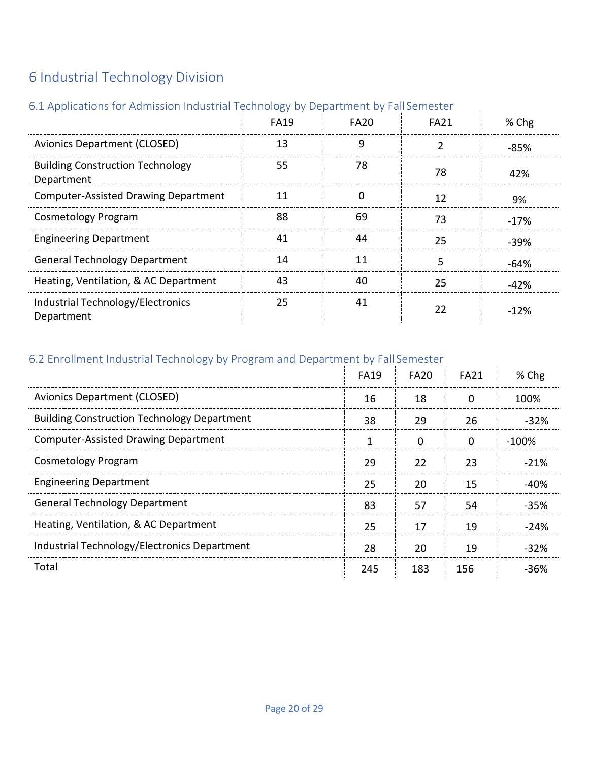# 6 Industrial Technology Division

## 6.1 Applications for Admission Industrial Technology by Department by Fall Semester

| | FA19 | FA20 | FA21 | % Chg |
|---|---|---|---|---|
| Avionics Department (CLOSED) | 13 | 9 | 2 | -85% |
| Building Construction Technology Department | 55 | 78 | 78 | 42% |
| Computer-Assisted Drawing Department | 11 | 0 | 12 | 9% |
| Cosmetology Program | 88 | 69 | 73 | -17% |
| Engineering Department | 41 | 44 | 25 | -39% |
| General Technology Department | 14 | 11 | 5 | -64% |
| Heating, Ventilation, & AC Department | 43 | 40 | 25 | -42% |
| Industrial Technology/Electronics Department | 25 | 41 | 22 | -12% |

## 6.2 Enrollment Industrial Technology by Program and Department by Fall Semester

| | FA19 | FA20 | FA21 | % Chg |
|---|---|---|---|---|
| Avionics Department (CLOSED) | 16 | 18 | 0 | 100% |
| Building Construction Technology Department | 38 | 29 | 26 | -32% |
| Computer-Assisted Drawing Department | 1 | 0 | 0 | -100% |
| Cosmetology Program | 29 | 22 | 23 | -21% |
| Engineering Department | 25 | 20 | 15 | -40% |
| General Technology Department | 83 | 57 | 54 | -35% |
| Heating, Ventilation, & AC Department | 25 | 17 | 19 | -24% |
| Industrial Technology/Electronics Department | 28 | 20 | 19 | -32% |
| Total | 245 | 183 | 156 | -36% |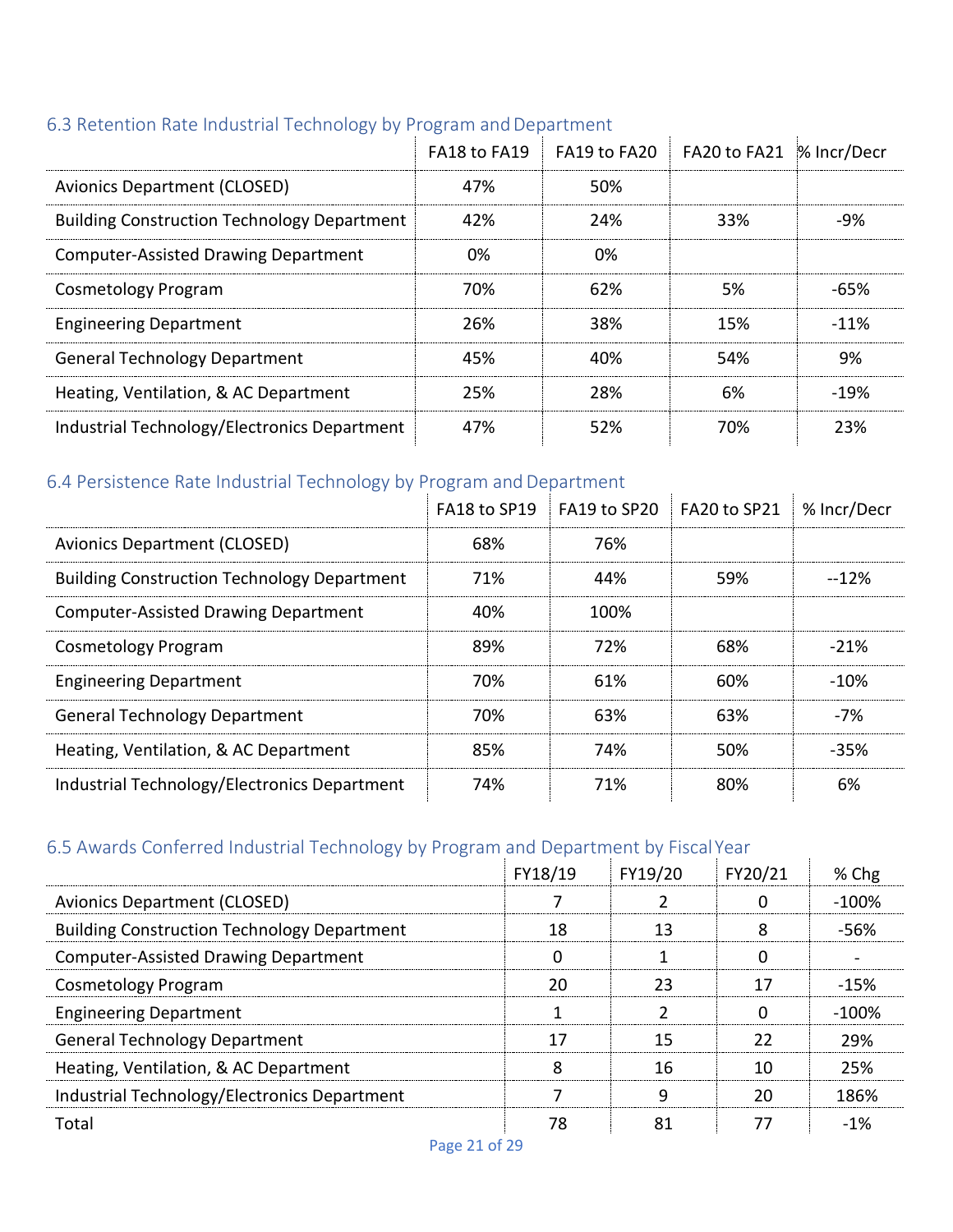### 6.3 Retention Rate Industrial Technology by Program and Department

| | FA18 to FA19 | FA19 to FA20 | FA20 to FA21 | % Incr/Decr |
|---|---|---|---|---|
| Avionics Department (CLOSED) | 47% | 50% | | |
| Building Construction Technology Department | 42% | 24% | 33% | -9% |
| Computer-Assisted Drawing Department | 0% | 0% | | |
| Cosmetology Program | 70% | 62% | 5% | -65% |
| Engineering Department | 26% | 38% | 15% | -11% |
| General Technology Department | 45% | 40% | 54% | 9% |
| Heating, Ventilation, & AC Department | 25% | 28% | 6% | -19% |
| Industrial Technology/Electronics Department | 47% | 52% | 70% | 23% |

### 6.4 Persistence Rate Industrial Technology by Program and Department

| | FA18 to SP19 | FA19 to SP20 | FA20 to SP21 | % Incr/Decr |
|---|---|---|---|---|
| Avionics Department (CLOSED) | 68% | 76% | | |
| Building Construction Technology Department | 71% | 44% | 59% | --12% |
| Computer-Assisted Drawing Department | 40% | 100% | | |
| Cosmetology Program | 89% | 72% | 68% | -21% |
| Engineering Department | 70% | 61% | 60% | -10% |
| General Technology Department | 70% | 63% | 63% | -7% |
| Heating, Ventilation, & AC Department | 85% | 74% | 50% | -35% |
| Industrial Technology/Electronics Department | 74% | 71% | 80% | 6% |

### 6.5 Awards Conferred Industrial Technology by Program and Department by Fiscal Year

| | FY18/19 | FY19/20 | FY20/21 | % Chg |
|---|---|---|---|---|
| Avionics Department (CLOSED) | 7 | 2 | 0 | -100% |
| Building Construction Technology Department | 18 | 13 | 8 | -56% |
| Computer-Assisted Drawing Department | 0 | 1 | 0 | - |
| Cosmetology Program | 20 | 23 | 17 | -15% |
| Engineering Department | 1 | 2 | 0 | -100% |
| General Technology Department | 17 | 15 | 22 | 29% |
| Heating, Ventilation, & AC Department | 8 | 16 | 10 | 25% |
| Industrial Technology/Electronics Department | 7 | 9 | 20 | 186% |
| Total | 78 | 81 | 77 | -1% |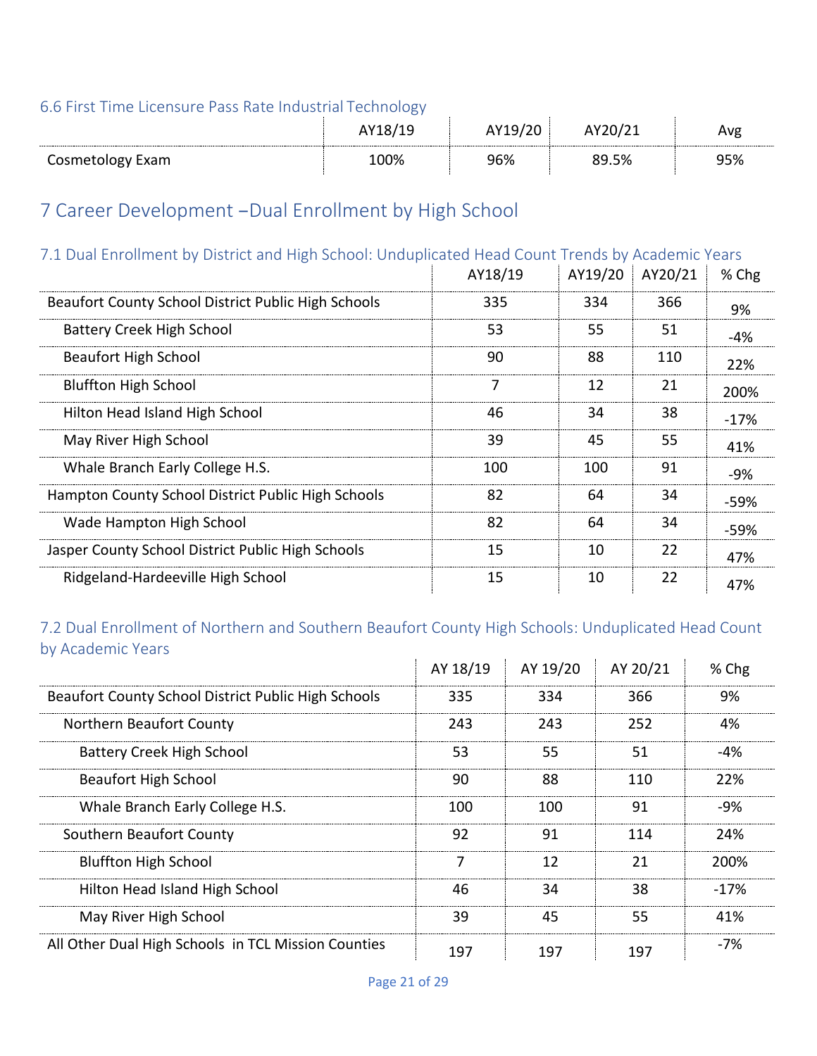### 6.6 First Time Licensure Pass Rate Industrial Technology

| | AY18/19 | AY19/20 | AY20/21 | Avg |
|---|---|---|---|---|
| Cosmetology Exam | 100% | 96% | 89.5% | 95% |

## 7 Career Development –Dual Enrollment by High School

### 7.1 Dual Enrollment by District and High School: Unduplicated Head Count Trends by Academic Years

| | AY18/19 | AY19/20 | AY20/21 | % Chg |
|---|---|---|---|---|
| Beaufort County School District Public High Schools | 335 | 334 | 366 | 9% |
| Battery Creek High School | 53 | 55 | 51 | -4% |
| Beaufort High School | 90 | 88 | 110 | 22% |
| Bluffton High School | 7 | 12 | 21 | 200% |
| Hilton Head Island High School | 46 | 34 | 38 | -17% |
| May River High School | 39 | 45 | 55 | 41% |
| Whale Branch Early College H.S. | 100 | 100 | 91 | -9% |
| Hampton County School District Public High Schools | 82 | 64 | 34 | -59% |
| Wade Hampton High School | 82 | 64 | 34 | -59% |
| Jasper County School District Public High Schools | 15 | 10 | 22 | 47% |
| Ridgeland-Hardeeville High School | 15 | 10 | 22 | 47% |

### 7.2 Dual Enrollment of Northern and Southern Beaufort County High Schools: Unduplicated Head Count by Academic Years

| | AY 18/19 | AY 19/20 | AY 20/21 | % Chg |
|---|---|---|---|---|
| Beaufort County School District Public High Schools | 335 | 334 | 366 | 9% |
| Northern Beaufort County | 243 | 243 | 252 | 4% |
| Battery Creek High School | 53 | 55 | 51 | -4% |
| Beaufort High School | 90 | 88 | 110 | 22% |
| Whale Branch Early College H.S. | 100 | 100 | 91 | -9% |
| Southern Beaufort County | 92 | 91 | 114 | 24% |
| Bluffton High School | 7 | 12 | 21 | 200% |
| Hilton Head Island High School | 46 | 34 | 38 | -17% |
| May River High School | 39 | 45 | 55 | 41% |
| All Other Dual High Schools in TCL Mission Counties | 197 | 197 | 197 | -7% |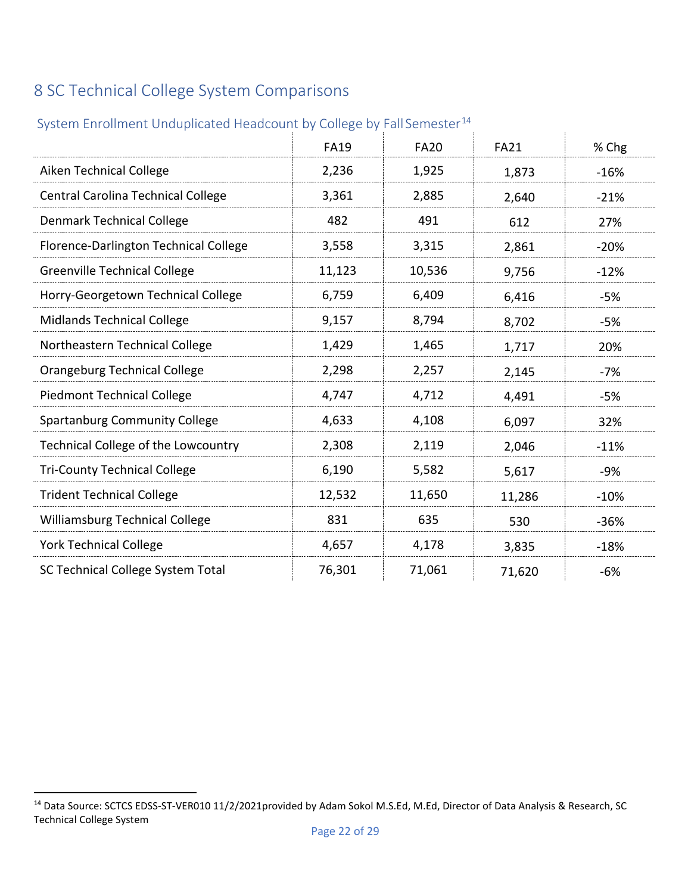# 8 SC Technical College System Comparisons

## System Enrollment Unduplicated Headcount by College by Fall Semester[14]

| | FA19 | FA20 | FA21 | % Chg |
|---|---|---|---|---|
| Aiken Technical College | 2,236 | 1,925 | 1,873 | -16% |
| Central Carolina Technical College | 3,361 | 2,885 | 2,640 | -21% |
| Denmark Technical College | 482 | 491 | 612 | 27% |
| Florence-Darlington Technical College | 3,558 | 3,315 | 2,861 | -20% |
| Greenville Technical College | 11,123 | 10,536 | 9,756 | -12% |
| Horry-Georgetown Technical College | 6,759 | 6,409 | 6,416 | -5% |
| Midlands Technical College | 9,157 | 8,794 | 8,702 | -5% |
| Northeastern Technical College | 1,429 | 1,465 | 1,717 | 20% |
| Orangeburg Technical College | 2,298 | 2,257 | 2,145 | -7% |
| Piedmont Technical College | 4,747 | 4,712 | 4,491 | -5% |
| Spartanburg Community College | 4,633 | 4,108 | 6,097 | 32% |
| Technical College of the Lowcountry | 2,308 | 2,119 | 2,046 | -11% |
| Tri-County Technical College | 6,190 | 5,582 | 5,617 | -9% |
| Trident Technical College | 12,532 | 11,650 | 11,286 | -10% |
| Williamsburg Technical College | 831 | 635 | 530 | -36% |
| York Technical College | 4,657 | 4,178 | 3,835 | -18% |
| SC Technical College System Total | 76,301 | 71,061 | 71,620 | -6% |

[14] Data Source: SCTCS EDSS-ST-VER010 11/2/2021provided by Adam Sokol M.S.Ed, M.Ed, Director of Data Analysis & Research, SC Technical College System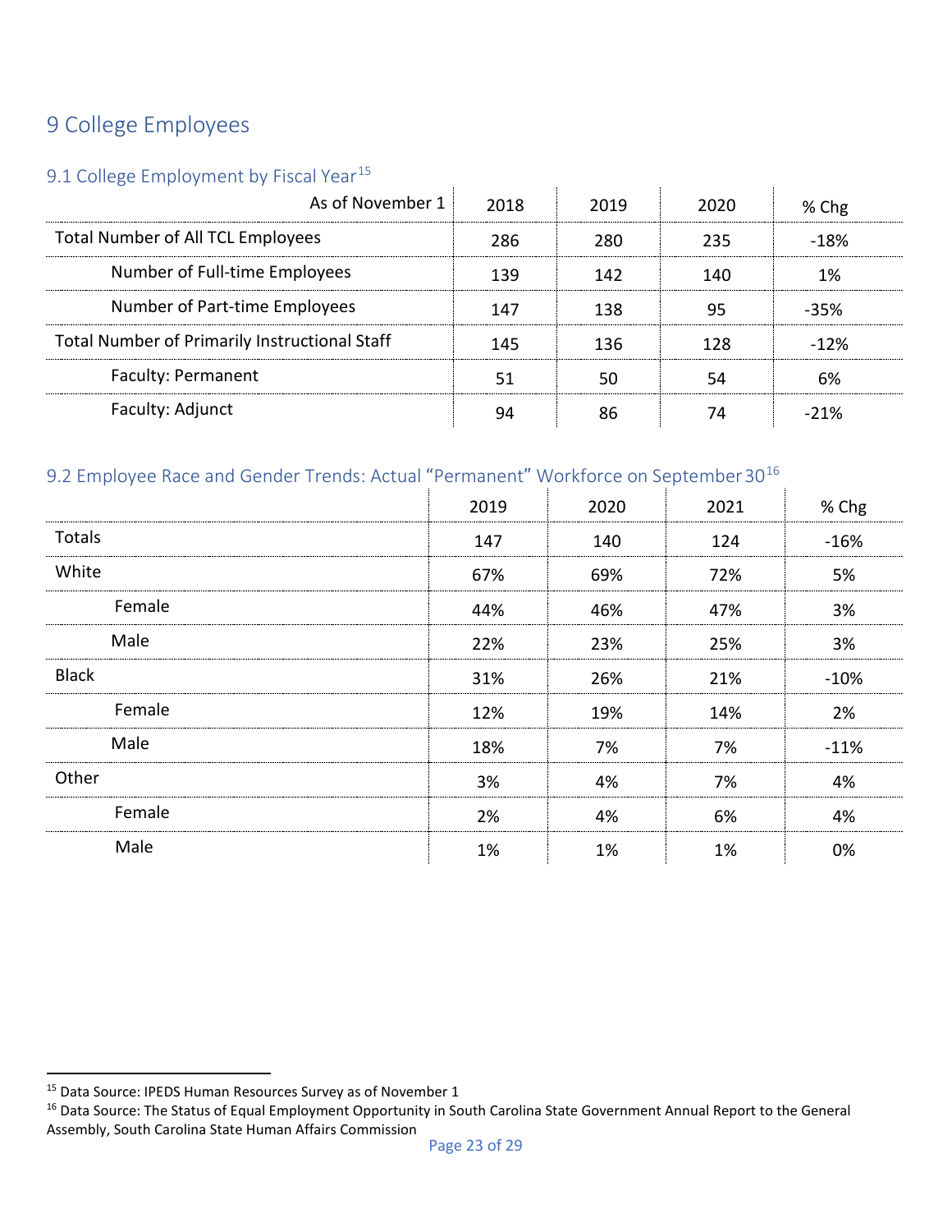# 9 College Employees

## 9.1 College Employment by Fiscal Year[15]

| As of November 1 | 2018 | 2019 | 2020 | % Chg |
|---|---|---|---|---|
| Total Number of All TCL Employees | 286 | 280 | 235 | -18% |
| Number of Full-time Employees | 139 | 142 | 140 | 1% |
| Number of Part-time Employees | 147 | 138 | 95 | -35% |
| Total Number of Primarily Instructional Staff | 145 | 136 | 128 | -12% |
| Faculty: Permanent | 51 | 50 | 54 | 6% |
| Faculty: Adjunct | 94 | 86 | 74 | -21% |

## 9.2 Employee Race and Gender Trends: Actual "Permanent" Workforce on September 30[16]

| | 2019 | 2020 | 2021 | % Chg |
|---|---|---|---|---|
| Totals | 147 | 140 | 124 | -16% |
| White | 67% | 69% | 72% | 5% |
| Female | 44% | 46% | 47% | 3% |
| Male | 22% | 23% | 25% | 3% |
| Black | 31% | 26% | 21% | -10% |
| Female | 12% | 19% | 14% | 2% |
| Male | 18% | 7% | 7% | -11% |
| Other | 3% | 4% | 7% | 4% |
| Female | 2% | 4% | 6% | 4% |
| Male | 1% | 1% | 1% | 0% |

[15] Data Source: IPEDS Human Resources Survey as of November 1

[16] Data Source: The Status of Equal Employment Opportunity in South Carolina State Government Annual Report to the General Assembly, South Carolina State Human Affairs Commission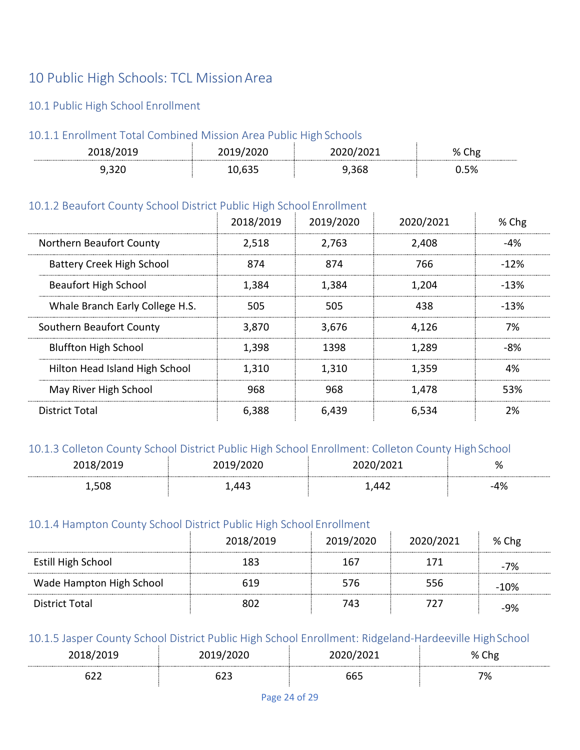# 10 Public High Schools: TCL Mission Area

## 10.1 Public High School Enrollment

### 10.1.1 Enrollment Total Combined Mission Area Public High Schools

| 2018/2019 | 2019/2020 | 2020/2021 | % Chg |
|---|---|---|---|
| 9,320 | 10,635 | 9,368 | 0.5% |

### 10.1.2 Beaufort County School District Public High School Enrollment

| | 2018/2019 | 2019/2020 | 2020/2021 | % Chg |
|---|---|---|---|---|
| Northern Beaufort County | 2,518 | 2,763 | 2,408 | -4% |
| Battery Creek High School | 874 | 874 | 766 | -12% |
| Beaufort High School | 1,384 | 1,384 | 1,204 | -13% |
| Whale Branch Early College H.S. | 505 | 505 | 438 | -13% |
| Southern Beaufort County | 3,870 | 3,676 | 4,126 | 7% |
| Bluffton High School | 1,398 | 1398 | 1,289 | -8% |
| Hilton Head Island High School | 1,310 | 1,310 | 1,359 | 4% |
| May River High School | 968 | 968 | 1,478 | 53% |
| District Total | 6,388 | 6,439 | 6,534 | 2% |

### 10.1.3 Colleton County School District Public High School Enrollment: Colleton County High School

| 2018/2019 | 2019/2020 | 2020/2021 | % |
|---|---|---|---|
| 1,508 | 1,443 | 1,442 | -4% |

### 10.1.4 Hampton County School District Public High School Enrollment

| | 2018/2019 | 2019/2020 | 2020/2021 | % Chg |
|---|---|---|---|---|
| Estill High School | 183 | 167 | 171 | -7% |
| Wade Hampton High School | 619 | 576 | 556 | -10% |
| District Total | 802 | 743 | 727 | -9% |

### 10.1.5 Jasper County School District Public High School Enrollment: Ridgeland-Hardeeville High School

| 2018/2019 | 2019/2020 | 2020/2021 | % Chg |
|---|---|---|---|
| 622 | 623 | 665 | 7% |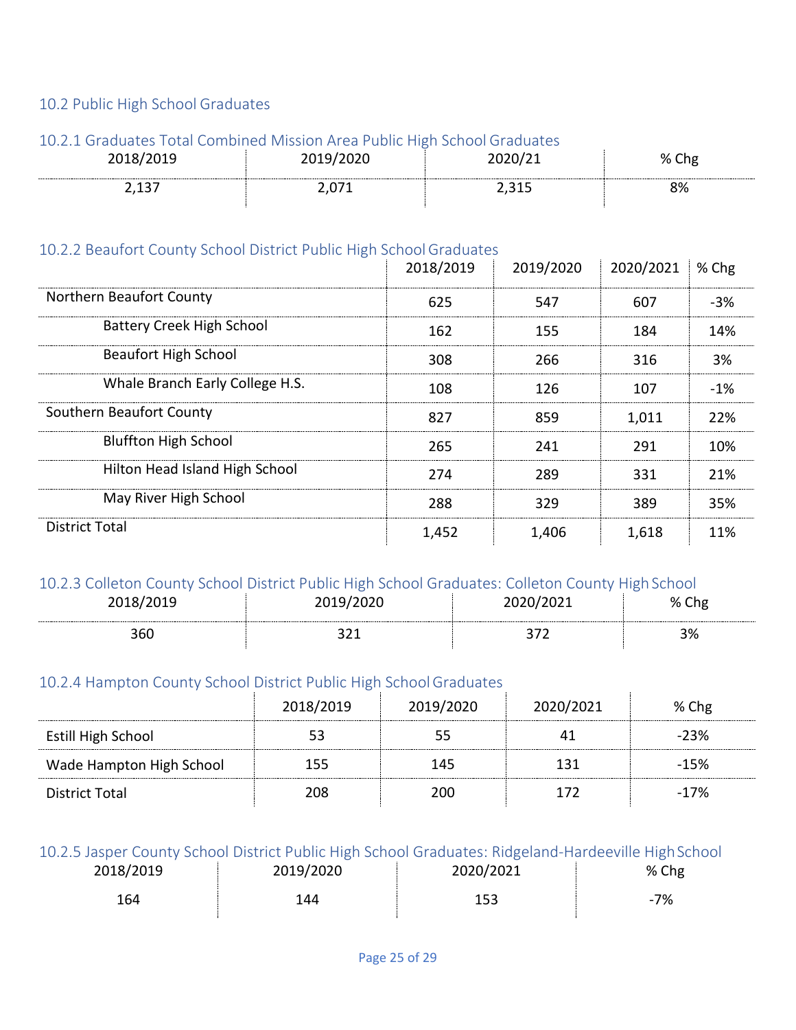## 10.2 Public High School Graduates

### 10.2.1 Graduates Total Combined Mission Area Public High School Graduates

| 2018/2019 | 2019/2020 | 2020/21 | % Chg |
|---|---|---|---|
| 2,137 | 2,071 | 2,315 | 8% |

### 10.2.2 Beaufort County School District Public High School Graduates

| | 2018/2019 | 2019/2020 | 2020/2021 | % Chg |
|---|---|---|---|---|
| Northern Beaufort County | 625 | 547 | 607 | -3% |
| Battery Creek High School | 162 | 155 | 184 | 14% |
| Beaufort High School | 308 | 266 | 316 | 3% |
| Whale Branch Early College H.S. | 108 | 126 | 107 | -1% |
| Southern Beaufort County | 827 | 859 | 1,011 | 22% |
| Bluffton High School | 265 | 241 | 291 | 10% |
| Hilton Head Island High School | 274 | 289 | 331 | 21% |
| May River High School | 288 | 329 | 389 | 35% |
| District Total | 1,452 | 1,406 | 1,618 | 11% |

### 10.2.3 Colleton County School District Public High School Graduates: Colleton County High School

| 2018/2019 | 2019/2020 | 2020/2021 | % Chg |
|---|---|---|---|
| 360 | 321 | 372 | 3% |

### 10.2.4 Hampton County School District Public High School Graduates

| | 2018/2019 | 2019/2020 | 2020/2021 | % Chg |
|---|---|---|---|---|
| Estill High School | 53 | 55 | 41 | -23% |
| Wade Hampton High School | 155 | 145 | 131 | -15% |
| District Total | 208 | 200 | 172 | -17% |

### 10.2.5 Jasper County School District Public High School Graduates: Ridgeland-Hardeeville High School

| 2018/2019 | 2019/2020 | 2020/2021 | % Chg |
|---|---|---|---|
| 164 | 144 | 153 | -7% |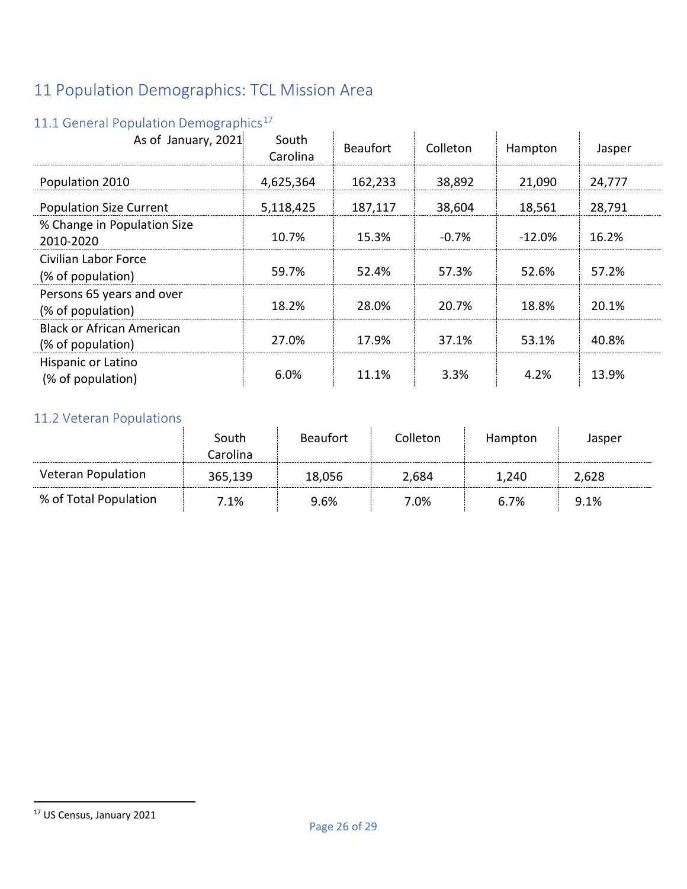# 11 Population Demographics: TCL Mission Area

## 11.1 General Population Demographics[17]

| As of January, 2021 | South Carolina | Beaufort | Colleton | Hampton | Jasper |
|---|---|---|---|---|---|
| Population 2010 | 4,625,364 | 162,233 | 38,892 | 21,090 | 24,777 |
| Population Size Current | 5,118,425 | 187,117 | 38,604 | 18,561 | 28,791 |
| % Change in Population Size 2010-2020 | 10.7% | 15.3% | -0.7% | -12.0% | 16.2% |
| Civilian Labor Force (% of population) | 59.7% | 52.4% | 57.3% | 52.6% | 57.2% |
| Persons 65 years and over (% of population) | 18.2% | 28.0% | 20.7% | 18.8% | 20.1% |
| Black or African American (% of population) | 27.0% | 17.9% | 37.1% | 53.1% | 40.8% |
| Hispanic or Latino (% of population) | 6.0% | 11.1% | 3.3% | 4.2% | 13.9% |

## 11.2 Veteran Populations

| | South Carolina | Beaufort | Colleton | Hampton | Jasper |
|---|---|---|---|---|---|
| Veteran Population | 365,139 | 18,056 | 2,684 | 1,240 | 2,628 |
| % of Total Population | 7.1% | 9.6% | 7.0% | 6.7% | 9.1% |

[17] US Census, January 2021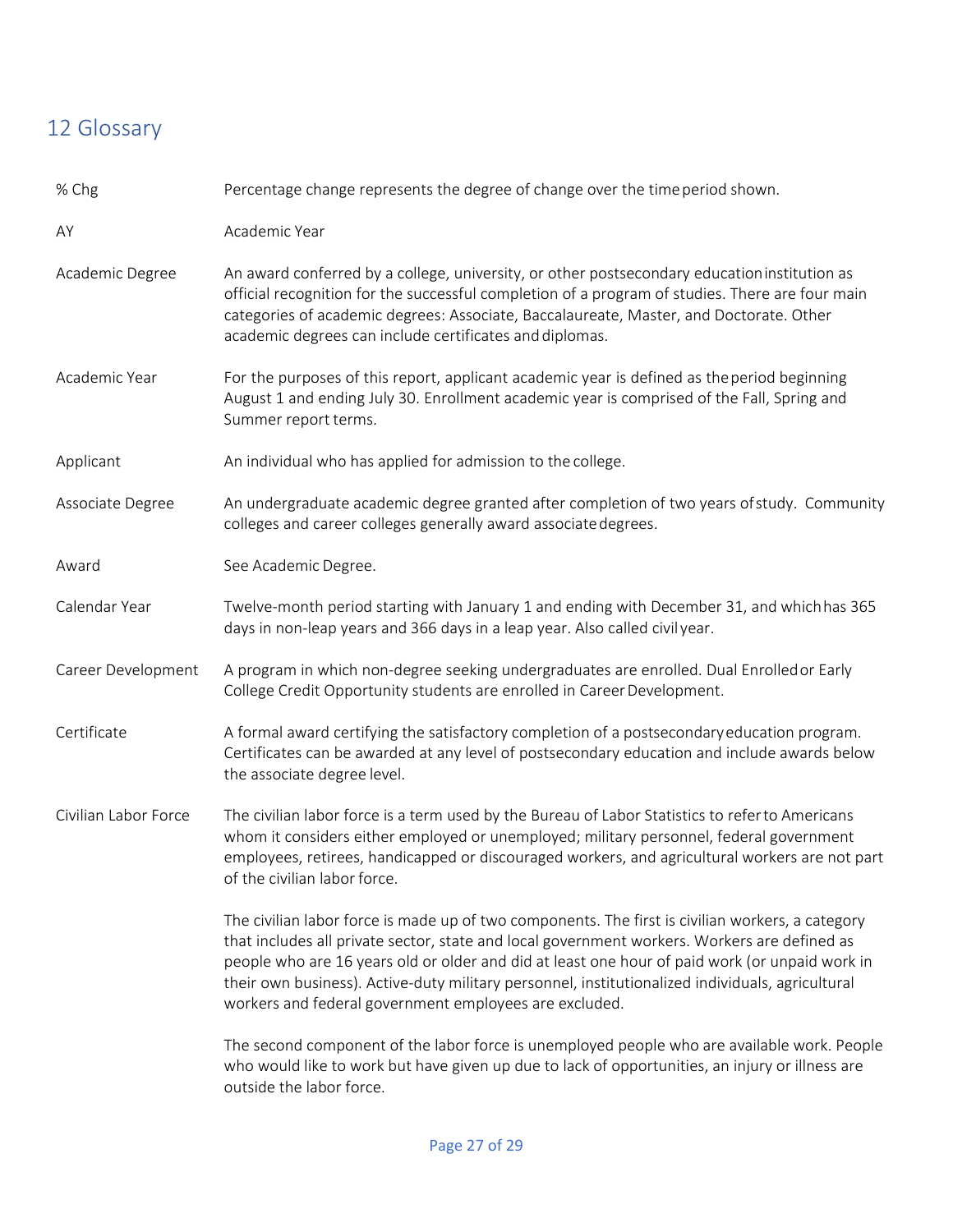## 12 Glossary

| | |
|---|---|
| % Chg | Percentage change represents the degree of change over the time period shown. |
| AY | Academic Year |
| Academic Degree | An award conferred by a college, university, or other postsecondary education institution as official recognition for the successful completion of a program of studies. There are four main categories of academic degrees: Associate, Baccalaureate, Master, and Doctorate. Other academic degrees can include certificates and diplomas. |
| Academic Year | For the purposes of this report, applicant academic year is defined as the period beginning August 1 and ending July 30. Enrollment academic year is comprised of the Fall, Spring and Summer report terms. |
| Applicant | An individual who has applied for admission to the college. |
| Associate Degree | An undergraduate academic degree granted after completion of two years of study. Community colleges and career colleges generally award associate degrees. |
| Award | See Academic Degree. |
| Calendar Year | Twelve-month period starting with January 1 and ending with December 31, and which has 365 days in non-leap years and 366 days in a leap year. Also called civil year. |
| Career Development | A program in which non-degree seeking undergraduates are enrolled. Dual Enrolled or Early College Credit Opportunity students are enrolled in Career Development. |
| Certificate | A formal award certifying the satisfactory completion of a postsecondary education program. Certificates can be awarded at any level of postsecondary education and include awards below the associate degree level. |
| Civilian Labor Force | The civilian labor force is a term used by the Bureau of Labor Statistics to refer to Americans whom it considers either employed or unemployed; military personnel, federal government employees, retirees, handicapped or discouraged workers, and agricultural workers are not part of the civilian labor force.<br><br>The civilian labor force is made up of two components. The first is civilian workers, a category that includes all private sector, state and local government workers. Workers are defined as people who are 16 years old or older and did at least one hour of paid work (or unpaid work in their own business). Active-duty military personnel, institutionalized individuals, agricultural workers and federal government employees are excluded.<br><br>The second component of the labor force is unemployed people who are available work. People who would like to work but have given up due to lack of opportunities, an injury or illness are outside the labor force. |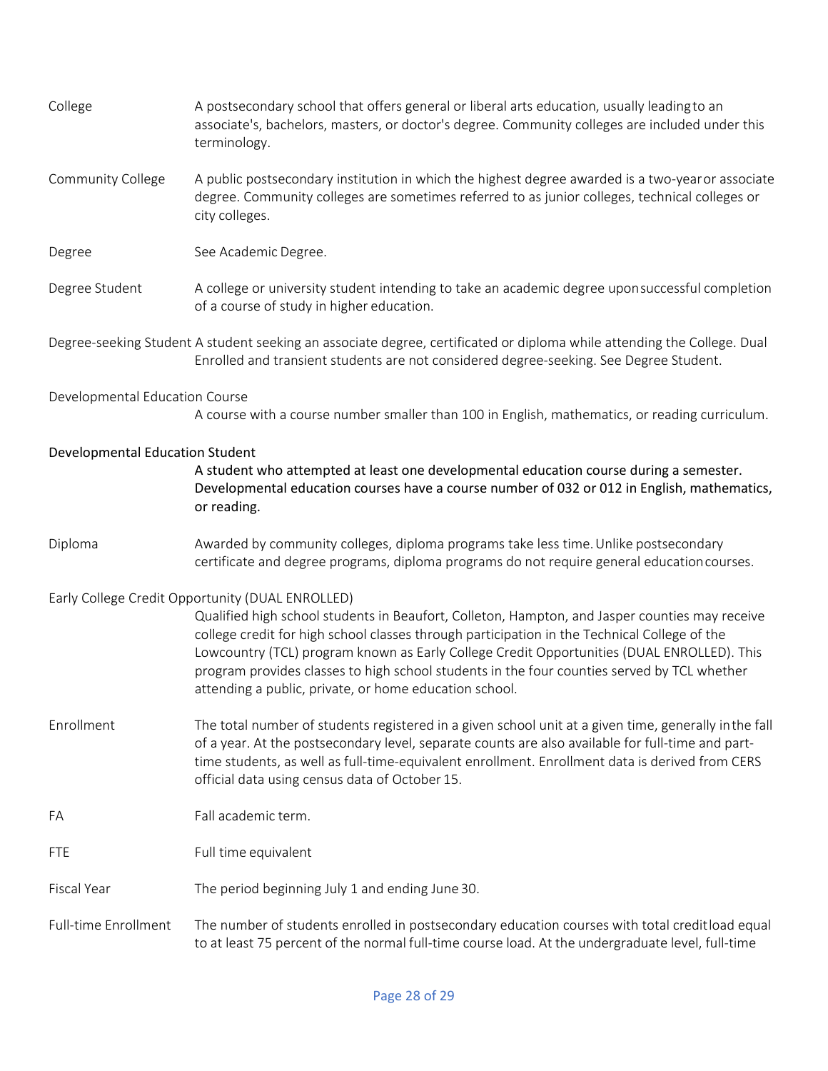College
: A postsecondary school that offers general or liberal arts education, usually leading to an associate's, bachelors, masters, or doctor's degree. Community colleges are included under this terminology.

Community College
: A public postsecondary institution in which the highest degree awarded is a two-year or associate degree. Community colleges are sometimes referred to as junior colleges, technical colleges or city colleges.

Degree
: See Academic Degree.

Degree Student
: A college or university student intending to take an academic degree upon successful completion of a course of study in higher education.

Degree-seeking Student
: A student seeking an associate degree, certificated or diploma while attending the College. Dual Enrolled and transient students are not considered degree-seeking. See Degree Student.

Developmental Education Course
: A course with a course number smaller than 100 in English, mathematics, or reading curriculum.

**Developmental Education Student**
: **A student who attempted at least one developmental education course during a semester. Developmental education courses have a course number of 032 or 012 in English, mathematics, or reading.**

Diploma
: Awarded by community colleges, diploma programs take less time. Unlike postsecondary certificate and degree programs, diploma programs do not require general education courses.

Early College Credit Opportunity (DUAL ENROLLED)
: Qualified high school students in Beaufort, Colleton, Hampton, and Jasper counties may receive college credit for high school classes through participation in the Technical College of the Lowcountry (TCL) program known as Early College Credit Opportunities (DUAL ENROLLED). This program provides classes to high school students in the four counties served by TCL whether attending a public, private, or home education school.

Enrollment
: The total number of students registered in a given school unit at a given time, generally in the fall of a year. At the postsecondary level, separate counts are also available for full-time and part-time students, as well as full-time-equivalent enrollment. Enrollment data is derived from CERS official data using census data of October 15.

FA
: Fall academic term.

FTE
: Full time equivalent

Fiscal Year
: The period beginning July 1 and ending June 30.

Full-time Enrollment
: The number of students enrolled in postsecondary education courses with total credit load equal to at least 75 percent of the normal full-time course load. At the undergraduate level, full-time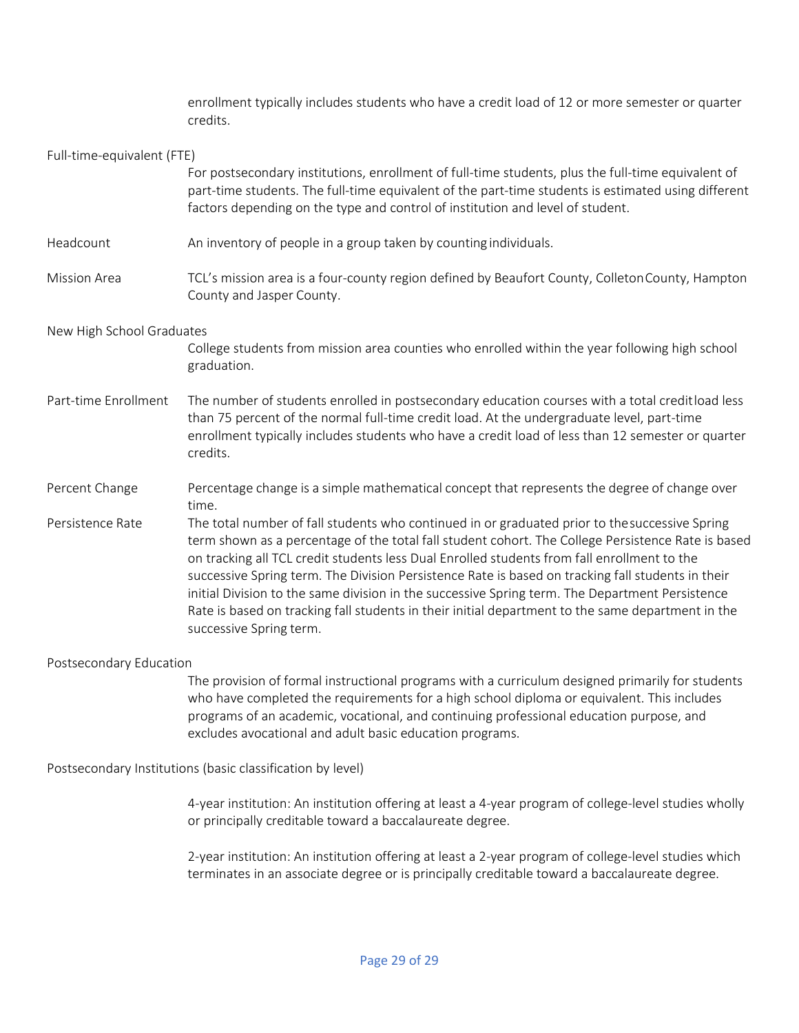enrollment typically includes students who have a credit load of 12 or more semester or quarter credits.

**Full-time-equivalent (FTE)**
For postsecondary institutions, enrollment of full-time students, plus the full-time equivalent of part-time students. The full-time equivalent of the part-time students is estimated using different factors depending on the type and control of institution and level of student.

**Headcount**
An inventory of people in a group taken by counting individuals.

**Mission Area**
TCL's mission area is a four-county region defined by Beaufort County, Colleton County, Hampton County and Jasper County.

**New High School Graduates**
College students from mission area counties who enrolled within the year following high school graduation.

**Part-time Enrollment**
The number of students enrolled in postsecondary education courses with a total credit load less than 75 percent of the normal full-time credit load. At the undergraduate level, part-time enrollment typically includes students who have a credit load of less than 12 semester or quarter credits.

**Percent Change**
Percentage change is a simple mathematical concept that represents the degree of change over time.

**Persistence Rate**
The total number of fall students who continued in or graduated prior to the successive Spring term shown as a percentage of the total fall student cohort. The College Persistence Rate is based on tracking all TCL credit students less Dual Enrolled students from fall enrollment to the successive Spring term. The Division Persistence Rate is based on tracking fall students in their initial Division to the same division in the successive Spring term. The Department Persistence Rate is based on tracking fall students in their initial department to the same department in the successive Spring term.

**Postsecondary Education**
The provision of formal instructional programs with a curriculum designed primarily for students who have completed the requirements for a high school diploma or equivalent. This includes programs of an academic, vocational, and continuing professional education purpose, and excludes avocational and adult basic education programs.

**Postsecondary Institutions (basic classification by level)**

4-year institution: An institution offering at least a 4-year program of college-level studies wholly or principally creditable toward a baccalaureate degree.

2-year institution: An institution offering at least a 2-year program of college-level studies which terminates in an associate degree or is principally creditable toward a baccalaureate degree.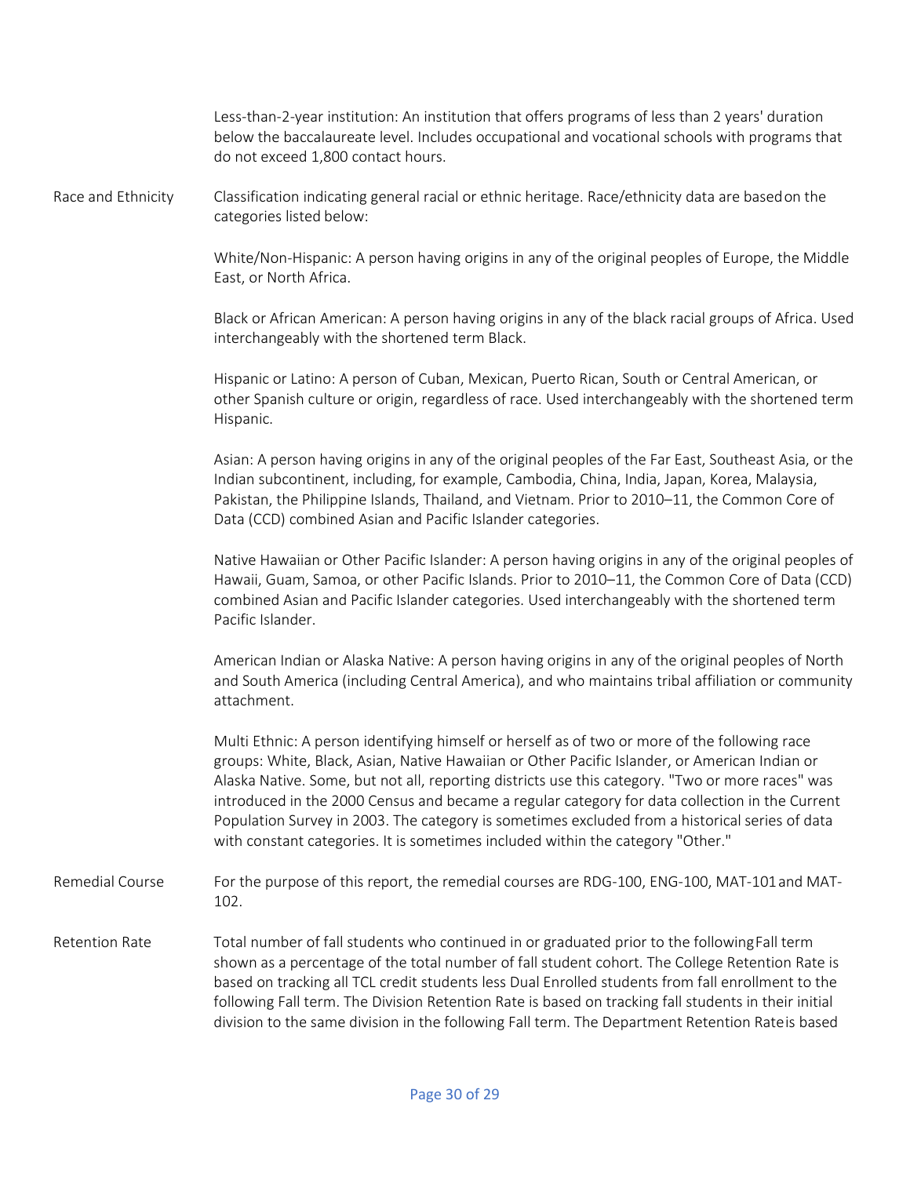Less-than-2-year institution: An institution that offers programs of less than 2 years' duration below the baccalaureate level. Includes occupational and vocational schools with programs that do not exceed 1,800 contact hours.

**Race and Ethnicity**

Classification indicating general racial or ethnic heritage. Race/ethnicity data are based on the categories listed below:

White/Non-Hispanic: A person having origins in any of the original peoples of Europe, the Middle East, or North Africa.

Black or African American: A person having origins in any of the black racial groups of Africa. Used interchangeably with the shortened term Black.

Hispanic or Latino: A person of Cuban, Mexican, Puerto Rican, South or Central American, or other Spanish culture or origin, regardless of race. Used interchangeably with the shortened term Hispanic.

Asian: A person having origins in any of the original peoples of the Far East, Southeast Asia, or the Indian subcontinent, including, for example, Cambodia, China, India, Japan, Korea, Malaysia, Pakistan, the Philippine Islands, Thailand, and Vietnam. Prior to 2010–11, the Common Core of Data (CCD) combined Asian and Pacific Islander categories.

Native Hawaiian or Other Pacific Islander: A person having origins in any of the original peoples of Hawaii, Guam, Samoa, or other Pacific Islands. Prior to 2010–11, the Common Core of Data (CCD) combined Asian and Pacific Islander categories. Used interchangeably with the shortened term Pacific Islander.

American Indian or Alaska Native: A person having origins in any of the original peoples of North and South America (including Central America), and who maintains tribal affiliation or community attachment.

Multi Ethnic: A person identifying himself or herself as of two or more of the following race groups: White, Black, Asian, Native Hawaiian or Other Pacific Islander, or American Indian or Alaska Native. Some, but not all, reporting districts use this category. "Two or more races" was introduced in the 2000 Census and became a regular category for data collection in the Current Population Survey in 2003. The category is sometimes excluded from a historical series of data with constant categories. It is sometimes included within the category "Other."

**Remedial Course**

For the purpose of this report, the remedial courses are RDG-100, ENG-100, MAT-101 and MAT-102.

**Retention Rate**

Total number of fall students who continued in or graduated prior to the following Fall term shown as a percentage of the total number of fall student cohort. The College Retention Rate is based on tracking all TCL credit students less Dual Enrolled students from fall enrollment to the following Fall term. The Division Retention Rate is based on tracking fall students in their initial division to the same division in the following Fall term. The Department Retention Rate is based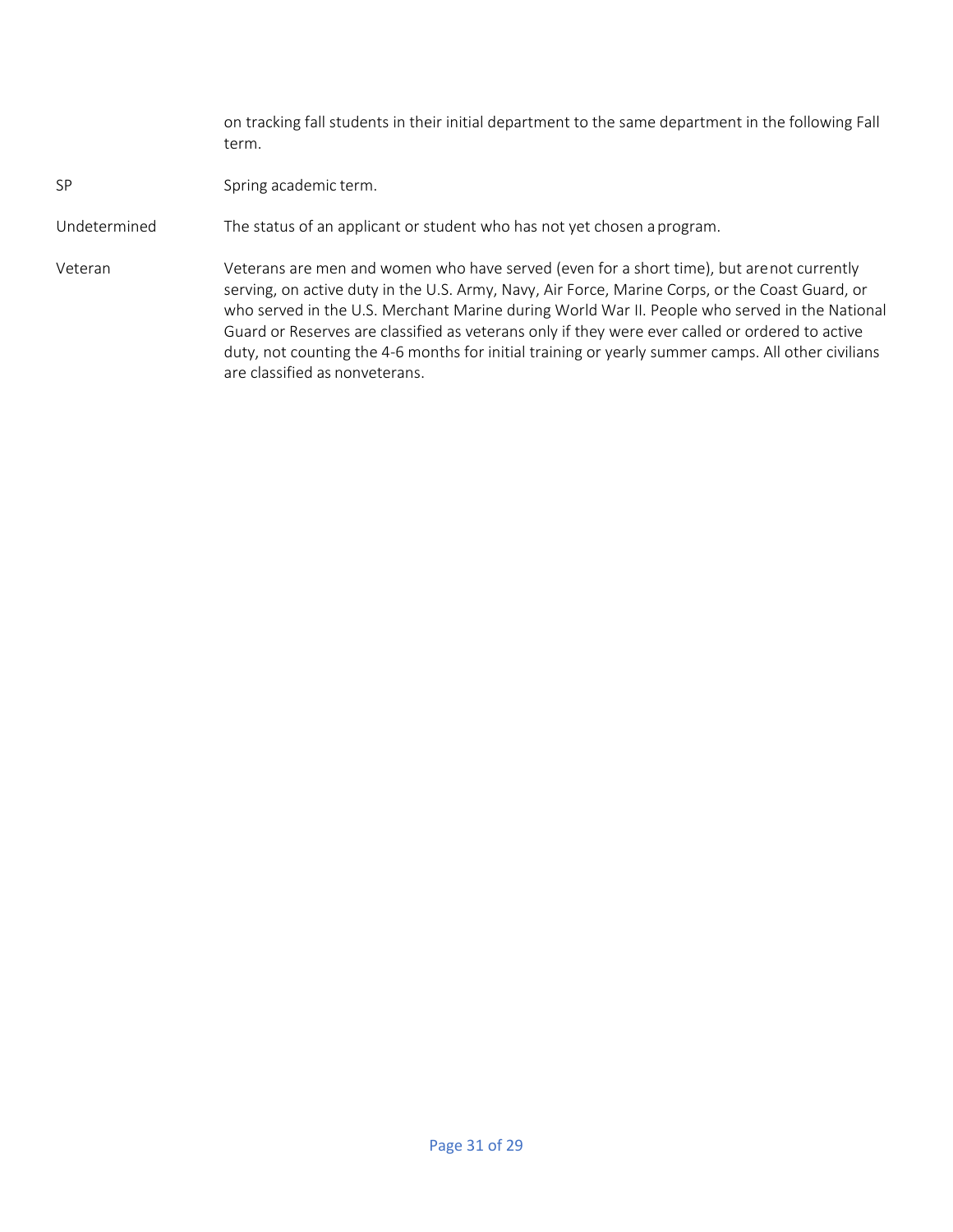| | |
|---|---|
| | on tracking fall students in their initial department to the same department in the following Fall term. |
| SP | Spring academic term. |
| Undetermined | The status of an applicant or student who has not yet chosen a program. |
| Veteran | Veterans are men and women who have served (even for a short time), but are not currently serving, on active duty in the U.S. Army, Navy, Air Force, Marine Corps, or the Coast Guard, or who served in the U.S. Merchant Marine during World War II. People who served in the National Guard or Reserves are classified as veterans only if they were ever called or ordered to active duty, not counting the 4-6 months for initial training or yearly summer camps. All other civilians are classified as nonveterans. |